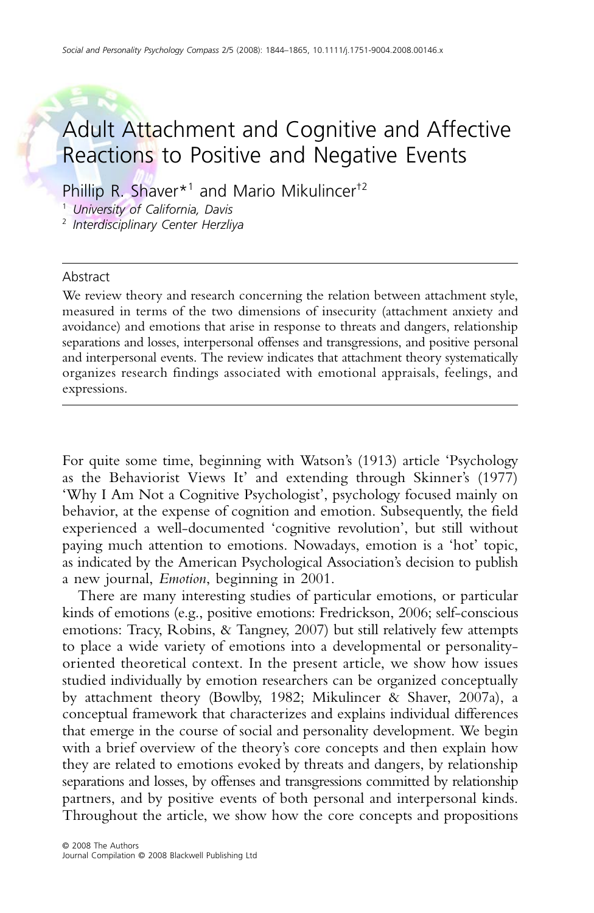# Adult Attachment and Cognitive and Affective Reactions to Positive and Negative Events

Phillip R. Shaver*[1] and Mario Mikulincer[†2]

[1] *University of California, Davis*
[2] *Interdisciplinary Center Herzliya*

## Abstract

We review theory and research concerning the relation between attachment style, measured in terms of the two dimensions of insecurity (attachment anxiety and avoidance) and emotions that arise in response to threats and dangers, relationship separations and losses, interpersonal offenses and transgressions, and positive personal and interpersonal events. The review indicates that attachment theory systematically organizes research findings associated with emotional appraisals, feelings, and expressions.

For quite some time, beginning with Watson's (1913) article 'Psychology as the Behaviorist Views It' and extending through Skinner's (1977) 'Why I Am Not a Cognitive Psychologist', psychology focused mainly on behavior, at the expense of cognition and emotion. Subsequently, the field experienced a well-documented 'cognitive revolution', but still without paying much attention to emotions. Nowadays, emotion is a 'hot' topic, as indicated by the American Psychological Association's decision to publish a new journal, *Emotion*, beginning in 2001.

There are many interesting studies of particular emotions, or particular kinds of emotions (e.g., positive emotions: Fredrickson, 2006; self-conscious emotions: Tracy, Robins, & Tangney, 2007) but still relatively few attempts to place a wide variety of emotions into a developmental or personality-oriented theoretical context. In the present article, we show how issues studied individually by emotion researchers can be organized conceptually by attachment theory (Bowlby, 1982; Mikulincer & Shaver, 2007a), a conceptual framework that characterizes and explains individual differences that emerge in the course of social and personality development. We begin with a brief overview of the theory's core concepts and then explain how they are related to emotions evoked by threats and dangers, by relationship separations and losses, by offenses and transgressions committed by relationship partners, and by positive events of both personal and interpersonal kinds. Throughout the article, we show how the core concepts and propositions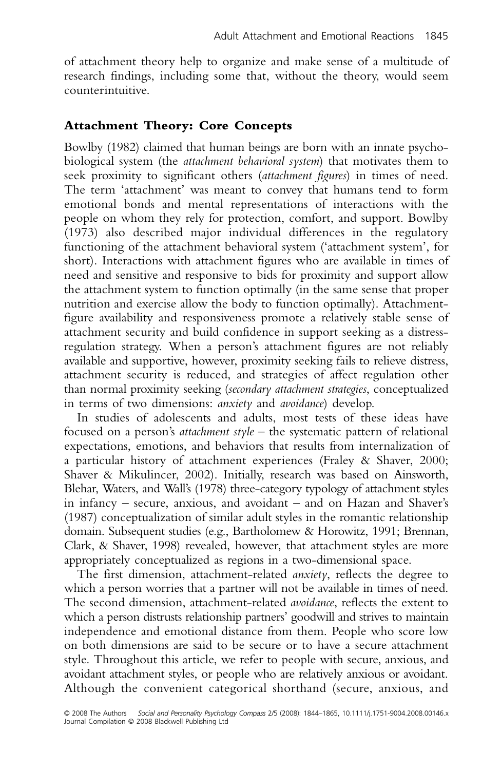of attachment theory help to organize and make sense of a multitude of research findings, including some that, without the theory, would seem counterintuitive.

## Attachment Theory: Core Concepts

Bowlby (1982) claimed that human beings are born with an innate psychobiological system (the *attachment behavioral system*) that motivates them to seek proximity to significant others (*attachment figures*) in times of need. The term 'attachment' was meant to convey that humans tend to form emotional bonds and mental representations of interactions with the people on whom they rely for protection, comfort, and support. Bowlby (1973) also described major individual differences in the regulatory functioning of the attachment behavioral system ('attachment system', for short). Interactions with attachment figures who are available in times of need and sensitive and responsive to bids for proximity and support allow the attachment system to function optimally (in the same sense that proper nutrition and exercise allow the body to function optimally). Attachment-figure availability and responsiveness promote a relatively stable sense of attachment security and build confidence in support seeking as a distress-regulation strategy. When a person's attachment figures are not reliably available and supportive, however, proximity seeking fails to relieve distress, attachment security is reduced, and strategies of affect regulation other than normal proximity seeking (*secondary attachment strategies*, conceptualized in terms of two dimensions: *anxiety* and *avoidance*) develop.

In studies of adolescents and adults, most tests of these ideas have focused on a person's *attachment style* – the systematic pattern of relational expectations, emotions, and behaviors that results from internalization of a particular history of attachment experiences (Fraley & Shaver, 2000; Shaver & Mikulincer, 2002). Initially, research was based on Ainsworth, Blehar, Waters, and Wall's (1978) three-category typology of attachment styles in infancy – secure, anxious, and avoidant – and on Hazan and Shaver's (1987) conceptualization of similar adult styles in the romantic relationship domain. Subsequent studies (e.g., Bartholomew & Horowitz, 1991; Brennan, Clark, & Shaver, 1998) revealed, however, that attachment styles are more appropriately conceptualized as regions in a two-dimensional space.

The first dimension, attachment-related *anxiety*, reflects the degree to which a person worries that a partner will not be available in times of need. The second dimension, attachment-related *avoidance*, reflects the extent to which a person distrusts relationship partners' goodwill and strives to maintain independence and emotional distance from them. People who score low on both dimensions are said to be secure or to have a secure attachment style. Throughout this article, we refer to people with secure, anxious, and avoidant attachment styles, or people who are relatively anxious or avoidant. Although the convenient categorical shorthand (secure, anxious, and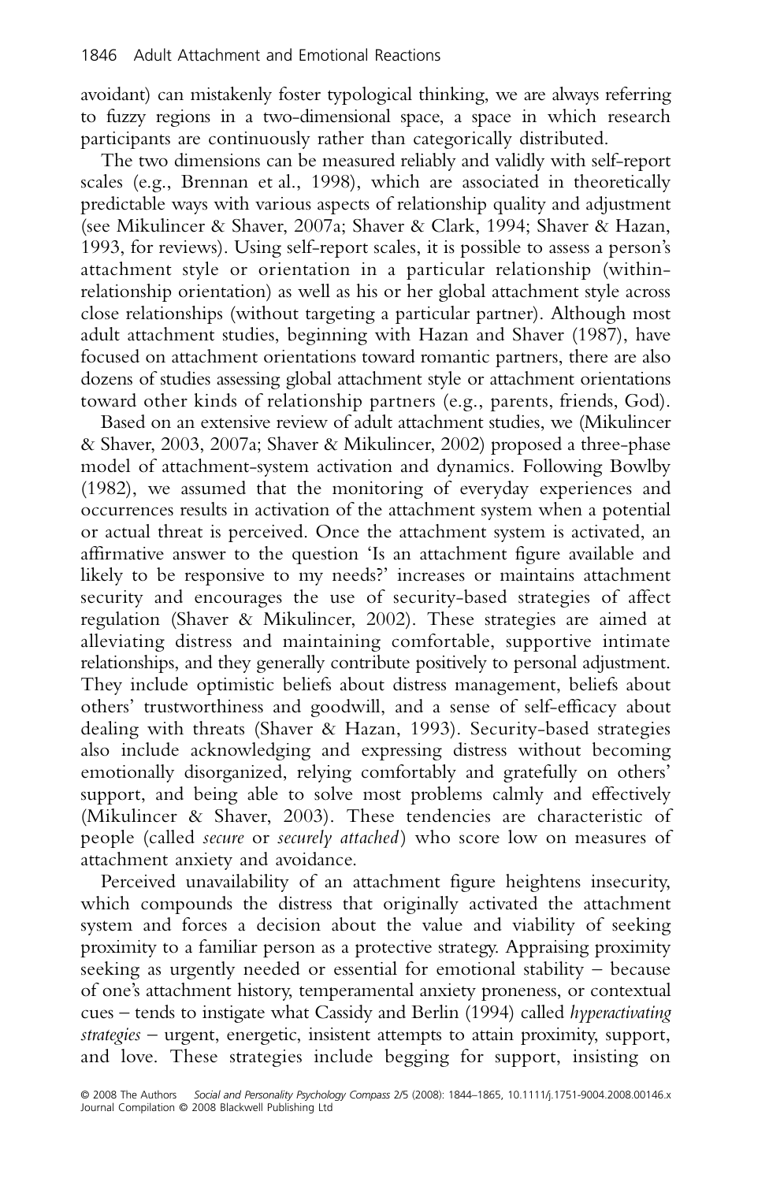avoidant) can mistakenly foster typological thinking, we are always referring to fuzzy regions in a two-dimensional space, a space in which research participants are continuously rather than categorically distributed.

The two dimensions can be measured reliably and validly with self-report scales (e.g., Brennan et al., 1998), which are associated in theoretically predictable ways with various aspects of relationship quality and adjustment (see Mikulincer & Shaver, 2007a; Shaver & Clark, 1994; Shaver & Hazan, 1993, for reviews). Using self-report scales, it is possible to assess a person's attachment style or orientation in a particular relationship (within-relationship orientation) as well as his or her global attachment style across close relationships (without targeting a particular partner). Although most adult attachment studies, beginning with Hazan and Shaver (1987), have focused on attachment orientations toward romantic partners, there are also dozens of studies assessing global attachment style or attachment orientations toward other kinds of relationship partners (e.g., parents, friends, God).

Based on an extensive review of adult attachment studies, we (Mikulincer & Shaver, 2003, 2007a; Shaver & Mikulincer, 2002) proposed a three-phase model of attachment-system activation and dynamics. Following Bowlby (1982), we assumed that the monitoring of everyday experiences and occurrences results in activation of the attachment system when a potential or actual threat is perceived. Once the attachment system is activated, an affirmative answer to the question 'Is an attachment figure available and likely to be responsive to my needs?' increases or maintains attachment security and encourages the use of security-based strategies of affect regulation (Shaver & Mikulincer, 2002). These strategies are aimed at alleviating distress and maintaining comfortable, supportive intimate relationships, and they generally contribute positively to personal adjustment. They include optimistic beliefs about distress management, beliefs about others' trustworthiness and goodwill, and a sense of self-efficacy about dealing with threats (Shaver & Hazan, 1993). Security-based strategies also include acknowledging and expressing distress without becoming emotionally disorganized, relying comfortably and gratefully on others' support, and being able to solve most problems calmly and effectively (Mikulincer & Shaver, 2003). These tendencies are characteristic of people (called *secure* or *securely attached*) who score low on measures of attachment anxiety and avoidance.

Perceived unavailability of an attachment figure heightens insecurity, which compounds the distress that originally activated the attachment system and forces a decision about the value and viability of seeking proximity to a familiar person as a protective strategy. Appraising proximity seeking as urgently needed or essential for emotional stability – because of one's attachment history, temperamental anxiety proneness, or contextual cues – tends to instigate what Cassidy and Berlin (1994) called *hyperactivating strategies* – urgent, energetic, insistent attempts to attain proximity, support, and love. These strategies include begging for support, insisting on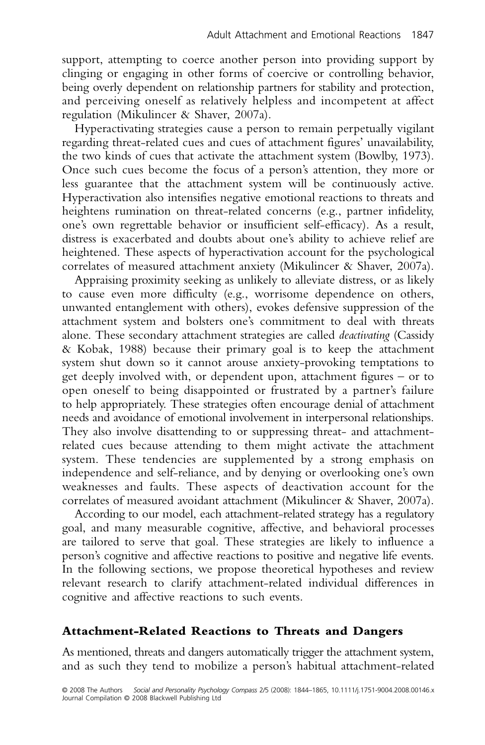support, attempting to coerce another person into providing support by clinging or engaging in other forms of coercive or controlling behavior, being overly dependent on relationship partners for stability and protection, and perceiving oneself as relatively helpless and incompetent at affect regulation (Mikulincer & Shaver, 2007a).

Hyperactivating strategies cause a person to remain perpetually vigilant regarding threat-related cues and cues of attachment figures' unavailability, the two kinds of cues that activate the attachment system (Bowlby, 1973). Once such cues become the focus of a person's attention, they more or less guarantee that the attachment system will be continuously active. Hyperactivation also intensifies negative emotional reactions to threats and heightens rumination on threat-related concerns (e.g., partner infidelity, one's own regrettable behavior or insufficient self-efficacy). As a result, distress is exacerbated and doubts about one's ability to achieve relief are heightened. These aspects of hyperactivation account for the psychological correlates of measured attachment anxiety (Mikulincer & Shaver, 2007a).

Appraising proximity seeking as unlikely to alleviate distress, or as likely to cause even more difficulty (e.g., worrisome dependence on others, unwanted entanglement with others), evokes defensive suppression of the attachment system and bolsters one's commitment to deal with threats alone. These secondary attachment strategies are called *deactivating* (Cassidy & Kobak, 1988) because their primary goal is to keep the attachment system shut down so it cannot arouse anxiety-provoking temptations to get deeply involved with, or dependent upon, attachment figures – or to open oneself to being disappointed or frustrated by a partner's failure to help appropriately. These strategies often encourage denial of attachment needs and avoidance of emotional involvement in interpersonal relationships. They also involve disattending to or suppressing threat- and attachment-related cues because attending to them might activate the attachment system. These tendencies are supplemented by a strong emphasis on independence and self-reliance, and by denying or overlooking one's own weaknesses and faults. These aspects of deactivation account for the correlates of measured avoidant attachment (Mikulincer & Shaver, 2007a).

According to our model, each attachment-related strategy has a regulatory goal, and many measurable cognitive, affective, and behavioral processes are tailored to serve that goal. These strategies are likely to influence a person's cognitive and affective reactions to positive and negative life events. In the following sections, we propose theoretical hypotheses and review relevant research to clarify attachment-related individual differences in cognitive and affective reactions to such events.

## Attachment-Related Reactions to Threats and Dangers

As mentioned, threats and dangers automatically trigger the attachment system, and as such they tend to mobilize a person's habitual attachment-related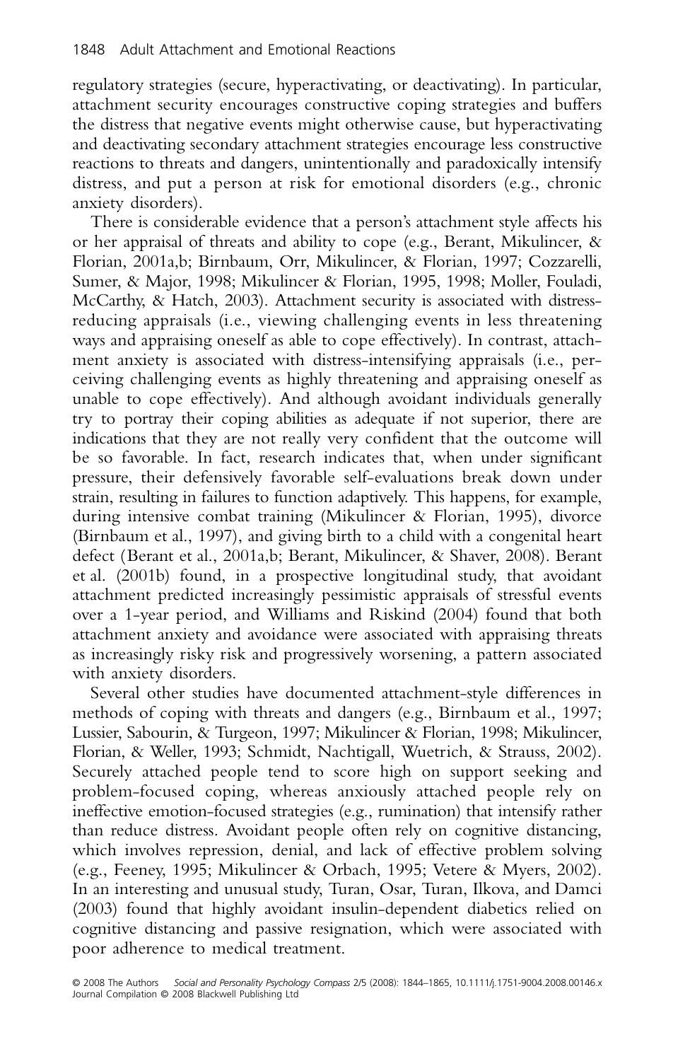regulatory strategies (secure, hyperactivating, or deactivating). In particular, attachment security encourages constructive coping strategies and buffers the distress that negative events might otherwise cause, but hyperactivating and deactivating secondary attachment strategies encourage less constructive reactions to threats and dangers, unintentionally and paradoxically intensify distress, and put a person at risk for emotional disorders (e.g., chronic anxiety disorders).

There is considerable evidence that a person's attachment style affects his or her appraisal of threats and ability to cope (e.g., Berant, Mikulincer, & Florian, 2001a,b; Birnbaum, Orr, Mikulincer, & Florian, 1997; Cozzarelli, Sumer, & Major, 1998; Mikulincer & Florian, 1995, 1998; Moller, Fouladi, McCarthy, & Hatch, 2003). Attachment security is associated with distress-reducing appraisals (i.e., viewing challenging events in less threatening ways and appraising oneself as able to cope effectively). In contrast, attachment anxiety is associated with distress-intensifying appraisals (i.e., perceiving challenging events as highly threatening and appraising oneself as unable to cope effectively). And although avoidant individuals generally try to portray their coping abilities as adequate if not superior, there are indications that they are not really very confident that the outcome will be so favorable. In fact, research indicates that, when under significant pressure, their defensively favorable self-evaluations break down under strain, resulting in failures to function adaptively. This happens, for example, during intensive combat training (Mikulincer & Florian, 1995), divorce (Birnbaum et al., 1997), and giving birth to a child with a congenital heart defect (Berant et al., 2001a,b; Berant, Mikulincer, & Shaver, 2008). Berant et al. (2001b) found, in a prospective longitudinal study, that avoidant attachment predicted increasingly pessimistic appraisals of stressful events over a 1-year period, and Williams and Riskind (2004) found that both attachment anxiety and avoidance were associated with appraising threats as increasingly risky risk and progressively worsening, a pattern associated with anxiety disorders.

Several other studies have documented attachment-style differences in methods of coping with threats and dangers (e.g., Birnbaum et al., 1997; Lussier, Sabourin, & Turgeon, 1997; Mikulincer & Florian, 1998; Mikulincer, Florian, & Weller, 1993; Schmidt, Nachtigall, Wuetrich, & Strauss, 2002). Securely attached people tend to score high on support seeking and problem-focused coping, whereas anxiously attached people rely on ineffective emotion-focused strategies (e.g., rumination) that intensify rather than reduce distress. Avoidant people often rely on cognitive distancing, which involves repression, denial, and lack of effective problem solving (e.g., Feeney, 1995; Mikulincer & Orbach, 1995; Vetere & Myers, 2002). In an interesting and unusual study, Turan, Osar, Turan, Ilkova, and Damci (2003) found that highly avoidant insulin-dependent diabetics relied on cognitive distancing and passive resignation, which were associated with poor adherence to medical treatment.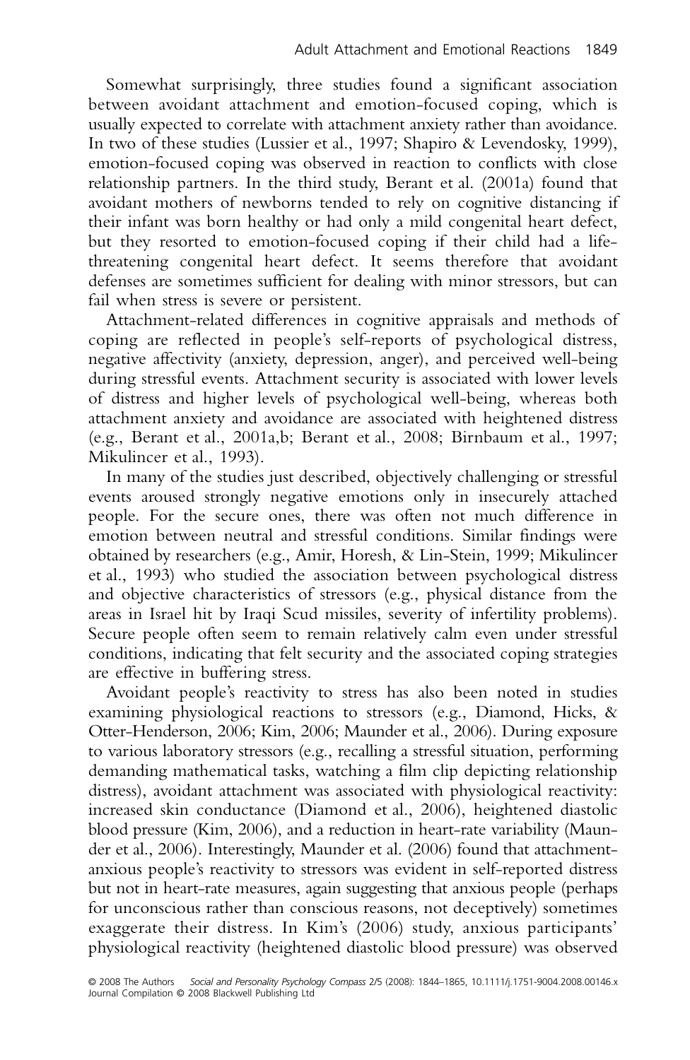Somewhat surprisingly, three studies found a significant association between avoidant attachment and emotion-focused coping, which is usually expected to correlate with attachment anxiety rather than avoidance. In two of these studies (Lussier et al., 1997; Shapiro & Levendosky, 1999), emotion-focused coping was observed in reaction to conflicts with close relationship partners. In the third study, Berant et al. (2001a) found that avoidant mothers of newborns tended to rely on cognitive distancing if their infant was born healthy or had only a mild congenital heart defect, but they resorted to emotion-focused coping if their child had a life-threatening congenital heart defect. It seems therefore that avoidant defenses are sometimes sufficient for dealing with minor stressors, but can fail when stress is severe or persistent.

Attachment-related differences in cognitive appraisals and methods of coping are reflected in people's self-reports of psychological distress, negative affectivity (anxiety, depression, anger), and perceived well-being during stressful events. Attachment security is associated with lower levels of distress and higher levels of psychological well-being, whereas both attachment anxiety and avoidance are associated with heightened distress (e.g., Berant et al., 2001a,b; Berant et al., 2008; Birnbaum et al., 1997; Mikulincer et al., 1993).

In many of the studies just described, objectively challenging or stressful events aroused strongly negative emotions only in insecurely attached people. For the secure ones, there was often not much difference in emotion between neutral and stressful conditions. Similar findings were obtained by researchers (e.g., Amir, Horesh, & Lin-Stein, 1999; Mikulincer et al., 1993) who studied the association between psychological distress and objective characteristics of stressors (e.g., physical distance from the areas in Israel hit by Iraqi Scud missiles, severity of infertility problems). Secure people often seem to remain relatively calm even under stressful conditions, indicating that felt security and the associated coping strategies are effective in buffering stress.

Avoidant people's reactivity to stress has also been noted in studies examining physiological reactions to stressors (e.g., Diamond, Hicks, & Otter-Henderson, 2006; Kim, 2006; Maunder et al., 2006). During exposure to various laboratory stressors (e.g., recalling a stressful situation, performing demanding mathematical tasks, watching a film clip depicting relationship distress), avoidant attachment was associated with physiological reactivity: increased skin conductance (Diamond et al., 2006), heightened diastolic blood pressure (Kim, 2006), and a reduction in heart-rate variability (Maunder et al., 2006). Interestingly, Maunder et al. (2006) found that attachment-anxious people's reactivity to stressors was evident in self-reported distress but not in heart-rate measures, again suggesting that anxious people (perhaps for unconscious rather than conscious reasons, not deceptively) sometimes exaggerate their distress. In Kim's (2006) study, anxious participants' physiological reactivity (heightened diastolic blood pressure) was observed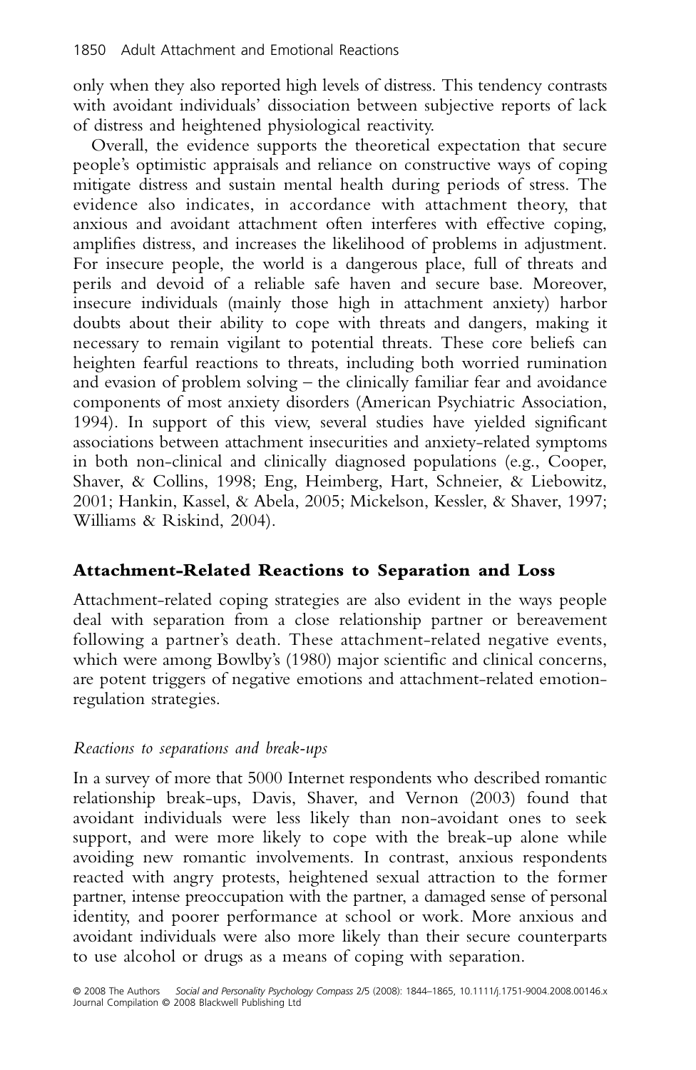only when they also reported high levels of distress. This tendency contrasts with avoidant individuals' dissociation between subjective reports of lack of distress and heightened physiological reactivity.

Overall, the evidence supports the theoretical expectation that secure people's optimistic appraisals and reliance on constructive ways of coping mitigate distress and sustain mental health during periods of stress. The evidence also indicates, in accordance with attachment theory, that anxious and avoidant attachment often interferes with effective coping, amplifies distress, and increases the likelihood of problems in adjustment. For insecure people, the world is a dangerous place, full of threats and perils and devoid of a reliable safe haven and secure base. Moreover, insecure individuals (mainly those high in attachment anxiety) harbor doubts about their ability to cope with threats and dangers, making it necessary to remain vigilant to potential threats. These core beliefs can heighten fearful reactions to threats, including both worried rumination and evasion of problem solving – the clinically familiar fear and avoidance components of most anxiety disorders (American Psychiatric Association, 1994). In support of this view, several studies have yielded significant associations between attachment insecurities and anxiety-related symptoms in both non-clinical and clinically diagnosed populations (e.g., Cooper, Shaver, & Collins, 1998; Eng, Heimberg, Hart, Schneier, & Liebowitz, 2001; Hankin, Kassel, & Abela, 2005; Mickelson, Kessler, & Shaver, 1997; Williams & Riskind, 2004).

## Attachment-Related Reactions to Separation and Loss

Attachment-related coping strategies are also evident in the ways people deal with separation from a close relationship partner or bereavement following a partner's death. These attachment-related negative events, which were among Bowlby's (1980) major scientific and clinical concerns, are potent triggers of negative emotions and attachment-related emotion-regulation strategies.

### *Reactions to separations and break-ups*

In a survey of more that 5000 Internet respondents who described romantic relationship break-ups, Davis, Shaver, and Vernon (2003) found that avoidant individuals were less likely than non-avoidant ones to seek support, and were more likely to cope with the break-up alone while avoiding new romantic involvements. In contrast, anxious respondents reacted with angry protests, heightened sexual attraction to the former partner, intense preoccupation with the partner, a damaged sense of personal identity, and poorer performance at school or work. More anxious and avoidant individuals were also more likely than their secure counterparts to use alcohol or drugs as a means of coping with separation.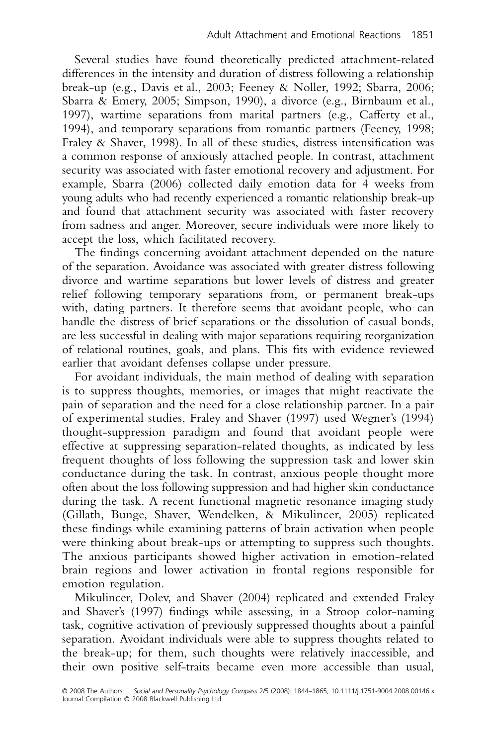Several studies have found theoretically predicted attachment-related differences in the intensity and duration of distress following a relationship break-up (e.g., Davis et al., 2003; Feeney & Noller, 1992; Sbarra, 2006; Sbarra & Emery, 2005; Simpson, 1990), a divorce (e.g., Birnbaum et al., 1997), wartime separations from marital partners (e.g., Cafferty et al., 1994), and temporary separations from romantic partners (Feeney, 1998; Fraley & Shaver, 1998). In all of these studies, distress intensification was a common response of anxiously attached people. In contrast, attachment security was associated with faster emotional recovery and adjustment. For example, Sbarra (2006) collected daily emotion data for 4 weeks from young adults who had recently experienced a romantic relationship break-up and found that attachment security was associated with faster recovery from sadness and anger. Moreover, secure individuals were more likely to accept the loss, which facilitated recovery.

The findings concerning avoidant attachment depended on the nature of the separation. Avoidance was associated with greater distress following divorce and wartime separations but lower levels of distress and greater relief following temporary separations from, or permanent break-ups with, dating partners. It therefore seems that avoidant people, who can handle the distress of brief separations or the dissolution of casual bonds, are less successful in dealing with major separations requiring reorganization of relational routines, goals, and plans. This fits with evidence reviewed earlier that avoidant defenses collapse under pressure.

For avoidant individuals, the main method of dealing with separation is to suppress thoughts, memories, or images that might reactivate the pain of separation and the need for a close relationship partner. In a pair of experimental studies, Fraley and Shaver (1997) used Wegner's (1994) thought-suppression paradigm and found that avoidant people were effective at suppressing separation-related thoughts, as indicated by less frequent thoughts of loss following the suppression task and lower skin conductance during the task. In contrast, anxious people thought more often about the loss following suppression and had higher skin conductance during the task. A recent functional magnetic resonance imaging study (Gillath, Bunge, Shaver, Wendelken, & Mikulincer, 2005) replicated these findings while examining patterns of brain activation when people were thinking about break-ups or attempting to suppress such thoughts. The anxious participants showed higher activation in emotion-related brain regions and lower activation in frontal regions responsible for emotion regulation.

Mikulincer, Dolev, and Shaver (2004) replicated and extended Fraley and Shaver's (1997) findings while assessing, in a Stroop color-naming task, cognitive activation of previously suppressed thoughts about a painful separation. Avoidant individuals were able to suppress thoughts related to the break-up; for them, such thoughts were relatively inaccessible, and their own positive self-traits became even more accessible than usual,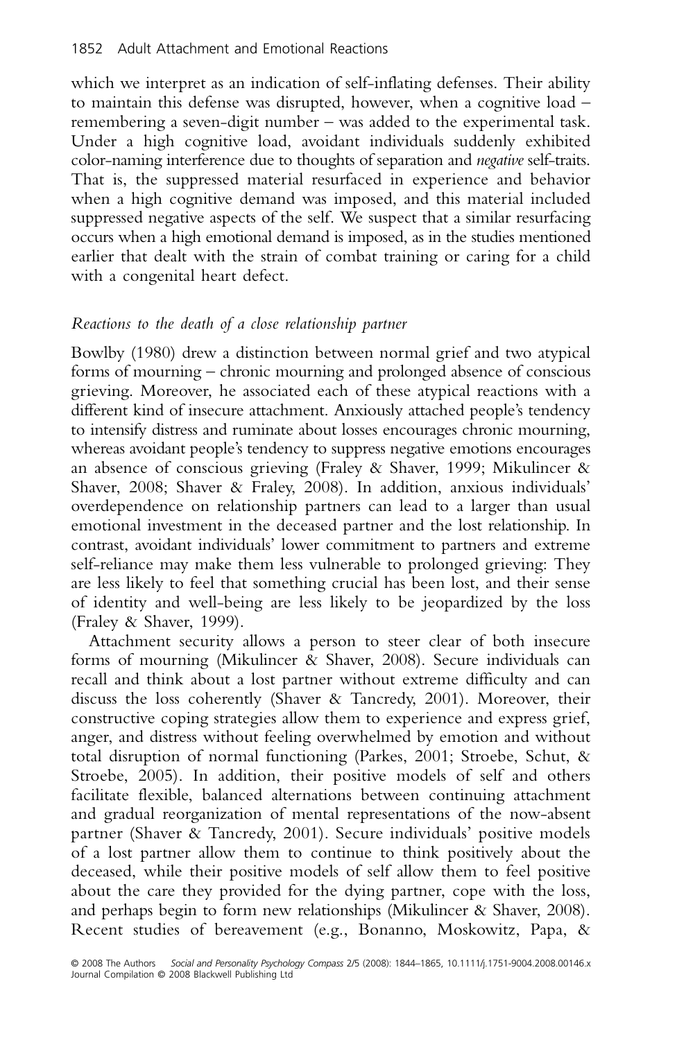which we interpret as an indication of self-inflating defenses. Their ability to maintain this defense was disrupted, however, when a cognitive load – remembering a seven-digit number – was added to the experimental task. Under a high cognitive load, avoidant individuals suddenly exhibited color-naming interference due to thoughts of separation and *negative* self-traits. That is, the suppressed material resurfaced in experience and behavior when a high cognitive demand was imposed, and this material included suppressed negative aspects of the self. We suspect that a similar resurfacing occurs when a high emotional demand is imposed, as in the studies mentioned earlier that dealt with the strain of combat training or caring for a child with a congenital heart defect.

### *Reactions to the death of a close relationship partner*

Bowlby (1980) drew a distinction between normal grief and two atypical forms of mourning – chronic mourning and prolonged absence of conscious grieving. Moreover, he associated each of these atypical reactions with a different kind of insecure attachment. Anxiously attached people's tendency to intensify distress and ruminate about losses encourages chronic mourning, whereas avoidant people's tendency to suppress negative emotions encourages an absence of conscious grieving (Fraley & Shaver, 1999; Mikulincer & Shaver, 2008; Shaver & Fraley, 2008). In addition, anxious individuals' overdependence on relationship partners can lead to a larger than usual emotional investment in the deceased partner and the lost relationship. In contrast, avoidant individuals' lower commitment to partners and extreme self-reliance may make them less vulnerable to prolonged grieving: They are less likely to feel that something crucial has been lost, and their sense of identity and well-being are less likely to be jeopardized by the loss (Fraley & Shaver, 1999).

Attachment security allows a person to steer clear of both insecure forms of mourning (Mikulincer & Shaver, 2008). Secure individuals can recall and think about a lost partner without extreme difficulty and can discuss the loss coherently (Shaver & Tancredy, 2001). Moreover, their constructive coping strategies allow them to experience and express grief, anger, and distress without feeling overwhelmed by emotion and without total disruption of normal functioning (Parkes, 2001; Stroebe, Schut, & Stroebe, 2005). In addition, their positive models of self and others facilitate flexible, balanced alternations between continuing attachment and gradual reorganization of mental representations of the now-absent partner (Shaver & Tancredy, 2001). Secure individuals' positive models of a lost partner allow them to continue to think positively about the deceased, while their positive models of self allow them to feel positive about the care they provided for the dying partner, cope with the loss, and perhaps begin to form new relationships (Mikulincer & Shaver, 2008). Recent studies of bereavement (e.g., Bonanno, Moskowitz, Papa, &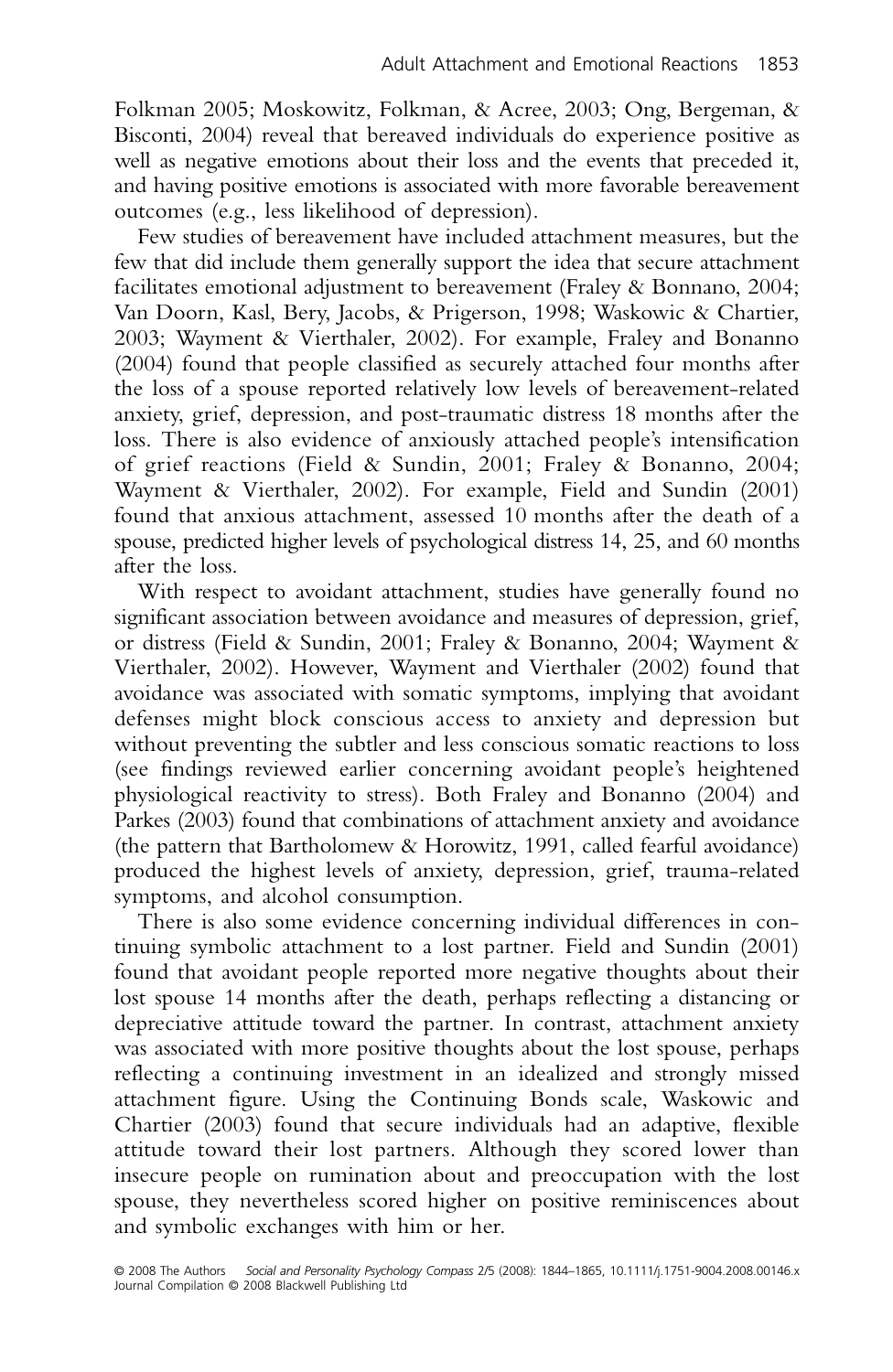Folkman 2005; Moskowitz, Folkman, & Acree, 2003; Ong, Bergeman, & Bisconti, 2004) reveal that bereaved individuals do experience positive as well as negative emotions about their loss and the events that preceded it, and having positive emotions is associated with more favorable bereavement outcomes (e.g., less likelihood of depression).

Few studies of bereavement have included attachment measures, but the few that did include them generally support the idea that secure attachment facilitates emotional adjustment to bereavement (Fraley & Bonnano, 2004; Van Doorn, Kasl, Bery, Jacobs, & Prigerson, 1998; Waskowic & Chartier, 2003; Wayment & Vierthaler, 2002). For example, Fraley and Bonanno (2004) found that people classified as securely attached four months after the loss of a spouse reported relatively low levels of bereavement-related anxiety, grief, depression, and post-traumatic distress 18 months after the loss. There is also evidence of anxiously attached people's intensification of grief reactions (Field & Sundin, 2001; Fraley & Bonanno, 2004; Wayment & Vierthaler, 2002). For example, Field and Sundin (2001) found that anxious attachment, assessed 10 months after the death of a spouse, predicted higher levels of psychological distress 14, 25, and 60 months after the loss.

With respect to avoidant attachment, studies have generally found no significant association between avoidance and measures of depression, grief, or distress (Field & Sundin, 2001; Fraley & Bonanno, 2004; Wayment & Vierthaler, 2002). However, Wayment and Vierthaler (2002) found that avoidance was associated with somatic symptoms, implying that avoidant defenses might block conscious access to anxiety and depression but without preventing the subtler and less conscious somatic reactions to loss (see findings reviewed earlier concerning avoidant people's heightened physiological reactivity to stress). Both Fraley and Bonanno (2004) and Parkes (2003) found that combinations of attachment anxiety and avoidance (the pattern that Bartholomew & Horowitz, 1991, called fearful avoidance) produced the highest levels of anxiety, depression, grief, trauma-related symptoms, and alcohol consumption.

There is also some evidence concerning individual differences in continuing symbolic attachment to a lost partner. Field and Sundin (2001) found that avoidant people reported more negative thoughts about their lost spouse 14 months after the death, perhaps reflecting a distancing or depreciative attitude toward the partner. In contrast, attachment anxiety was associated with more positive thoughts about the lost spouse, perhaps reflecting a continuing investment in an idealized and strongly missed attachment figure. Using the Continuing Bonds scale, Waskowic and Chartier (2003) found that secure individuals had an adaptive, flexible attitude toward their lost partners. Although they scored lower than insecure people on rumination about and preoccupation with the lost spouse, they nevertheless scored higher on positive reminiscences about and symbolic exchanges with him or her.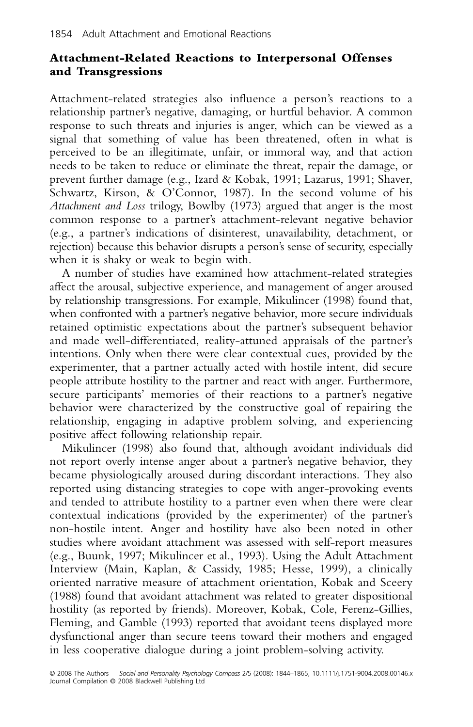### Attachment-Related Reactions to Interpersonal Offenses and Transgressions

Attachment-related strategies also influence a person's reactions to a relationship partner's negative, damaging, or hurtful behavior. A common response to such threats and injuries is anger, which can be viewed as a signal that something of value has been threatened, often in what is perceived to be an illegitimate, unfair, or immoral way, and that action needs to be taken to reduce or eliminate the threat, repair the damage, or prevent further damage (e.g., Izard & Kobak, 1991; Lazarus, 1991; Shaver, Schwartz, Kirson, & O'Connor, 1987). In the second volume of his *Attachment and Loss* trilogy, Bowlby (1973) argued that anger is the most common response to a partner's attachment-relevant negative behavior (e.g., a partner's indications of disinterest, unavailability, detachment, or rejection) because this behavior disrupts a person's sense of security, especially when it is shaky or weak to begin with.

A number of studies have examined how attachment-related strategies affect the arousal, subjective experience, and management of anger aroused by relationship transgressions. For example, Mikulincer (1998) found that, when confronted with a partner's negative behavior, more secure individuals retained optimistic expectations about the partner's subsequent behavior and made well-differentiated, reality-attuned appraisals of the partner's intentions. Only when there were clear contextual cues, provided by the experimenter, that a partner actually acted with hostile intent, did secure people attribute hostility to the partner and react with anger. Furthermore, secure participants' memories of their reactions to a partner's negative behavior were characterized by the constructive goal of repairing the relationship, engaging in adaptive problem solving, and experiencing positive affect following relationship repair.

Mikulincer (1998) also found that, although avoidant individuals did not report overly intense anger about a partner's negative behavior, they became physiologically aroused during discordant interactions. They also reported using distancing strategies to cope with anger-provoking events and tended to attribute hostility to a partner even when there were clear contextual indications (provided by the experimenter) of the partner's non-hostile intent. Anger and hostility have also been noted in other studies where avoidant attachment was assessed with self-report measures (e.g., Buunk, 1997; Mikulincer et al., 1993). Using the Adult Attachment Interview (Main, Kaplan, & Cassidy, 1985; Hesse, 1999), a clinically oriented narrative measure of attachment orientation, Kobak and Sceery (1988) found that avoidant attachment was related to greater dispositional hostility (as reported by friends). Moreover, Kobak, Cole, Ferenz-Gillies, Fleming, and Gamble (1993) reported that avoidant teens displayed more dysfunctional anger than secure teens toward their mothers and engaged in less cooperative dialogue during a joint problem-solving activity.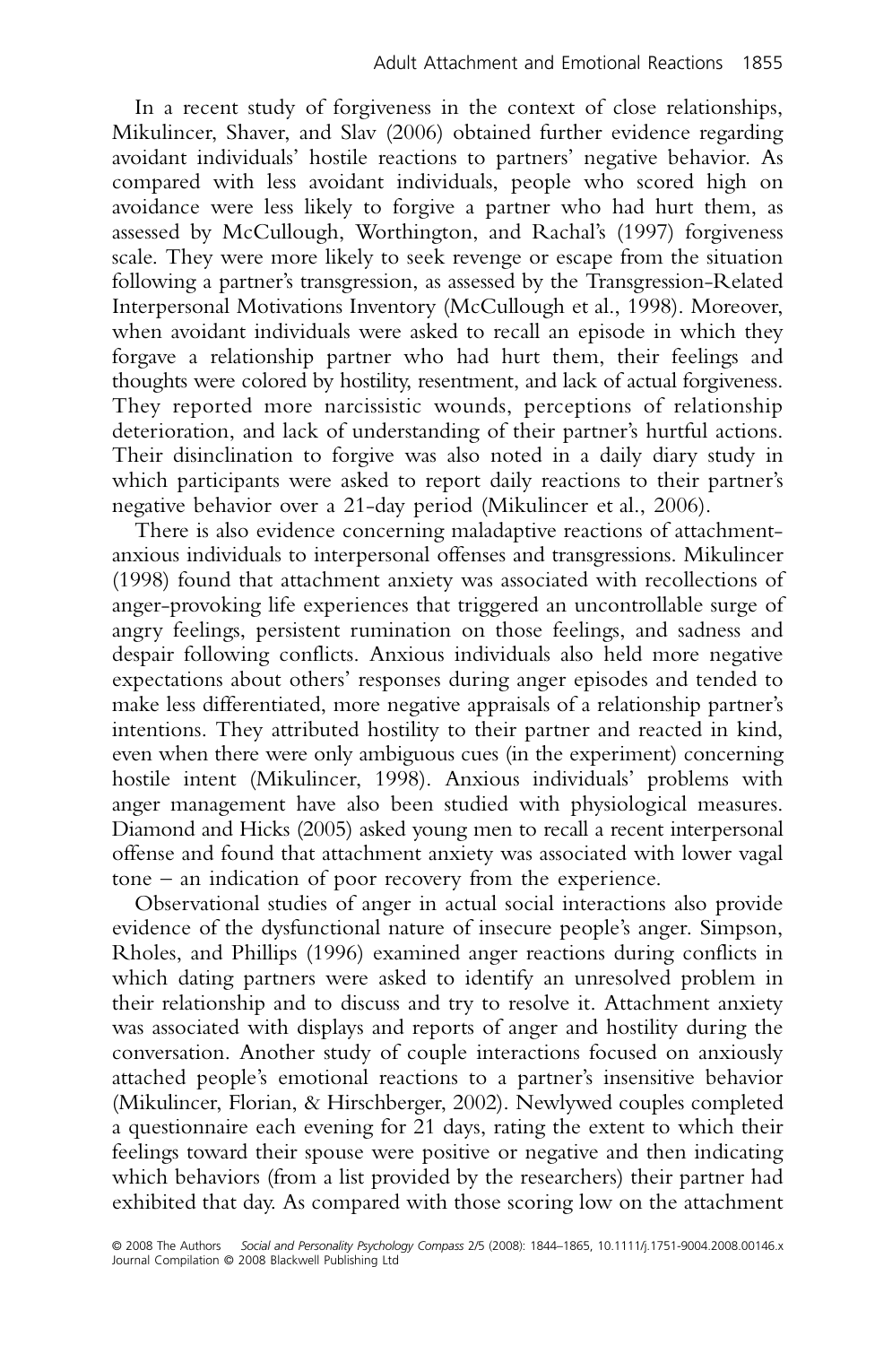In a recent study of forgiveness in the context of close relationships, Mikulincer, Shaver, and Slav (2006) obtained further evidence regarding avoidant individuals' hostile reactions to partners' negative behavior. As compared with less avoidant individuals, people who scored high on avoidance were less likely to forgive a partner who had hurt them, as assessed by McCullough, Worthington, and Rachal's (1997) forgiveness scale. They were more likely to seek revenge or escape from the situation following a partner's transgression, as assessed by the Transgression-Related Interpersonal Motivations Inventory (McCullough et al., 1998). Moreover, when avoidant individuals were asked to recall an episode in which they forgave a relationship partner who had hurt them, their feelings and thoughts were colored by hostility, resentment, and lack of actual forgiveness. They reported more narcissistic wounds, perceptions of relationship deterioration, and lack of understanding of their partner's hurtful actions. Their disinclination to forgive was also noted in a daily diary study in which participants were asked to report daily reactions to their partner's negative behavior over a 21-day period (Mikulincer et al., 2006).

There is also evidence concerning maladaptive reactions of attachment-anxious individuals to interpersonal offenses and transgressions. Mikulincer (1998) found that attachment anxiety was associated with recollections of anger-provoking life experiences that triggered an uncontrollable surge of angry feelings, persistent rumination on those feelings, and sadness and despair following conflicts. Anxious individuals also held more negative expectations about others' responses during anger episodes and tended to make less differentiated, more negative appraisals of a relationship partner's intentions. They attributed hostility to their partner and reacted in kind, even when there were only ambiguous cues (in the experiment) concerning hostile intent (Mikulincer, 1998). Anxious individuals' problems with anger management have also been studied with physiological measures. Diamond and Hicks (2005) asked young men to recall a recent interpersonal offense and found that attachment anxiety was associated with lower vagal tone – an indication of poor recovery from the experience.

Observational studies of anger in actual social interactions also provide evidence of the dysfunctional nature of insecure people's anger. Simpson, Rholes, and Phillips (1996) examined anger reactions during conflicts in which dating partners were asked to identify an unresolved problem in their relationship and to discuss and try to resolve it. Attachment anxiety was associated with displays and reports of anger and hostility during the conversation. Another study of couple interactions focused on anxiously attached people's emotional reactions to a partner's insensitive behavior (Mikulincer, Florian, & Hirschberger, 2002). Newlywed couples completed a questionnaire each evening for 21 days, rating the extent to which their feelings toward their spouse were positive or negative and then indicating which behaviors (from a list provided by the researchers) their partner had exhibited that day. As compared with those scoring low on the attachment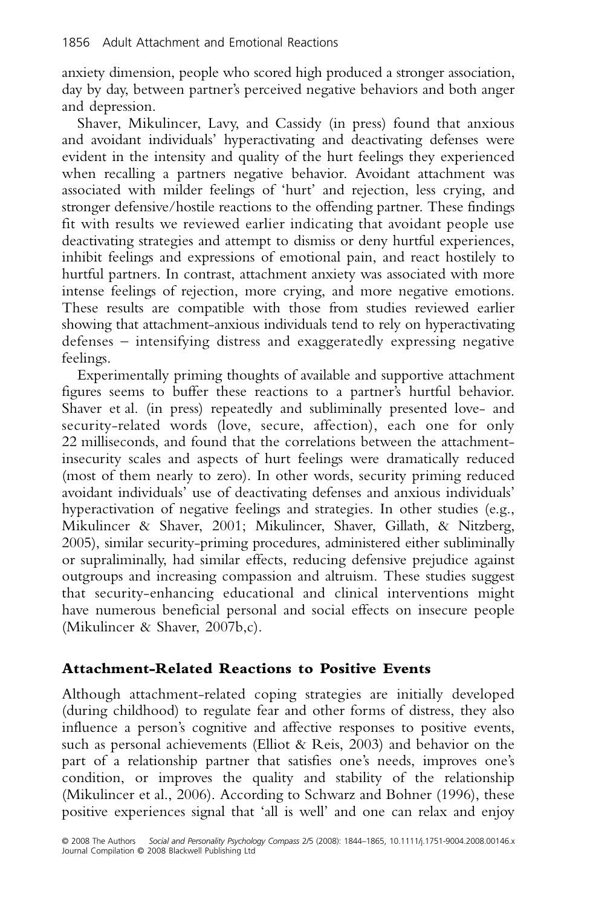anxiety dimension, people who scored high produced a stronger association, day by day, between partner's perceived negative behaviors and both anger and depression.

Shaver, Mikulincer, Lavy, and Cassidy (in press) found that anxious and avoidant individuals' hyperactivating and deactivating defenses were evident in the intensity and quality of the hurt feelings they experienced when recalling a partners negative behavior. Avoidant attachment was associated with milder feelings of 'hurt' and rejection, less crying, and stronger defensive/hostile reactions to the offending partner. These findings fit with results we reviewed earlier indicating that avoidant people use deactivating strategies and attempt to dismiss or deny hurtful experiences, inhibit feelings and expressions of emotional pain, and react hostilely to hurtful partners. In contrast, attachment anxiety was associated with more intense feelings of rejection, more crying, and more negative emotions. These results are compatible with those from studies reviewed earlier showing that attachment-anxious individuals tend to rely on hyperactivating defenses – intensifying distress and exaggeratedly expressing negative feelings.

Experimentally priming thoughts of available and supportive attachment figures seems to buffer these reactions to a partner's hurtful behavior. Shaver et al. (in press) repeatedly and subliminally presented love- and security-related words (love, secure, affection), each one for only 22 milliseconds, and found that the correlations between the attachment-insecurity scales and aspects of hurt feelings were dramatically reduced (most of them nearly to zero). In other words, security priming reduced avoidant individuals' use of deactivating defenses and anxious individuals' hyperactivation of negative feelings and strategies. In other studies (e.g., Mikulincer & Shaver, 2001; Mikulincer, Shaver, Gillath, & Nitzberg, 2005), similar security-priming procedures, administered either subliminally or supraliminally, had similar effects, reducing defensive prejudice against outgroups and increasing compassion and altruism. These studies suggest that security-enhancing educational and clinical interventions might have numerous beneficial personal and social effects on insecure people (Mikulincer & Shaver, 2007b,c).

## Attachment-Related Reactions to Positive Events

Although attachment-related coping strategies are initially developed (during childhood) to regulate fear and other forms of distress, they also influence a person's cognitive and affective responses to positive events, such as personal achievements (Elliot & Reis, 2003) and behavior on the part of a relationship partner that satisfies one's needs, improves one's condition, or improves the quality and stability of the relationship (Mikulincer et al., 2006). According to Schwarz and Bohner (1996), these positive experiences signal that 'all is well' and one can relax and enjoy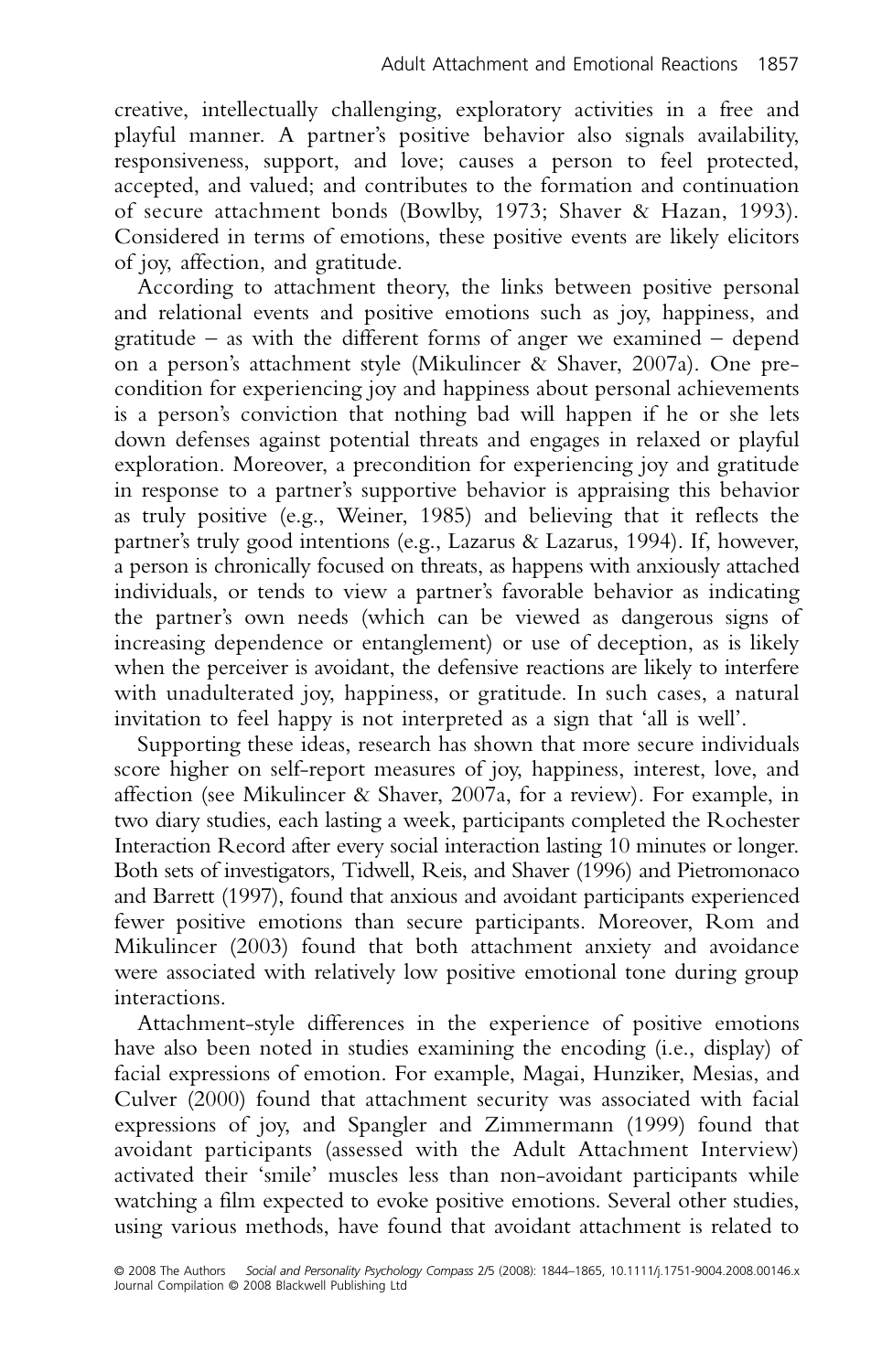creative, intellectually challenging, exploratory activities in a free and playful manner. A partner's positive behavior also signals availability, responsiveness, support, and love; causes a person to feel protected, accepted, and valued; and contributes to the formation and continuation of secure attachment bonds (Bowlby, 1973; Shaver & Hazan, 1993). Considered in terms of emotions, these positive events are likely elicitors of joy, affection, and gratitude.

According to attachment theory, the links between positive personal and relational events and positive emotions such as joy, happiness, and gratitude – as with the different forms of anger we examined – depend on a person's attachment style (Mikulincer & Shaver, 2007a). One precondition for experiencing joy and happiness about personal achievements is a person's conviction that nothing bad will happen if he or she lets down defenses against potential threats and engages in relaxed or playful exploration. Moreover, a precondition for experiencing joy and gratitude in response to a partner's supportive behavior is appraising this behavior as truly positive (e.g., Weiner, 1985) and believing that it reflects the partner's truly good intentions (e.g., Lazarus & Lazarus, 1994). If, however, a person is chronically focused on threats, as happens with anxiously attached individuals, or tends to view a partner's favorable behavior as indicating the partner's own needs (which can be viewed as dangerous signs of increasing dependence or entanglement) or use of deception, as is likely when the perceiver is avoidant, the defensive reactions are likely to interfere with unadulterated joy, happiness, or gratitude. In such cases, a natural invitation to feel happy is not interpreted as a sign that 'all is well'.

Supporting these ideas, research has shown that more secure individuals score higher on self-report measures of joy, happiness, interest, love, and affection (see Mikulincer & Shaver, 2007a, for a review). For example, in two diary studies, each lasting a week, participants completed the Rochester Interaction Record after every social interaction lasting 10 minutes or longer. Both sets of investigators, Tidwell, Reis, and Shaver (1996) and Pietromonaco and Barrett (1997), found that anxious and avoidant participants experienced fewer positive emotions than secure participants. Moreover, Rom and Mikulincer (2003) found that both attachment anxiety and avoidance were associated with relatively low positive emotional tone during group interactions.

Attachment-style differences in the experience of positive emotions have also been noted in studies examining the encoding (i.e., display) of facial expressions of emotion. For example, Magai, Hunziker, Mesias, and Culver (2000) found that attachment security was associated with facial expressions of joy, and Spangler and Zimmermann (1999) found that avoidant participants (assessed with the Adult Attachment Interview) activated their 'smile' muscles less than non-avoidant participants while watching a film expected to evoke positive emotions. Several other studies, using various methods, have found that avoidant attachment is related to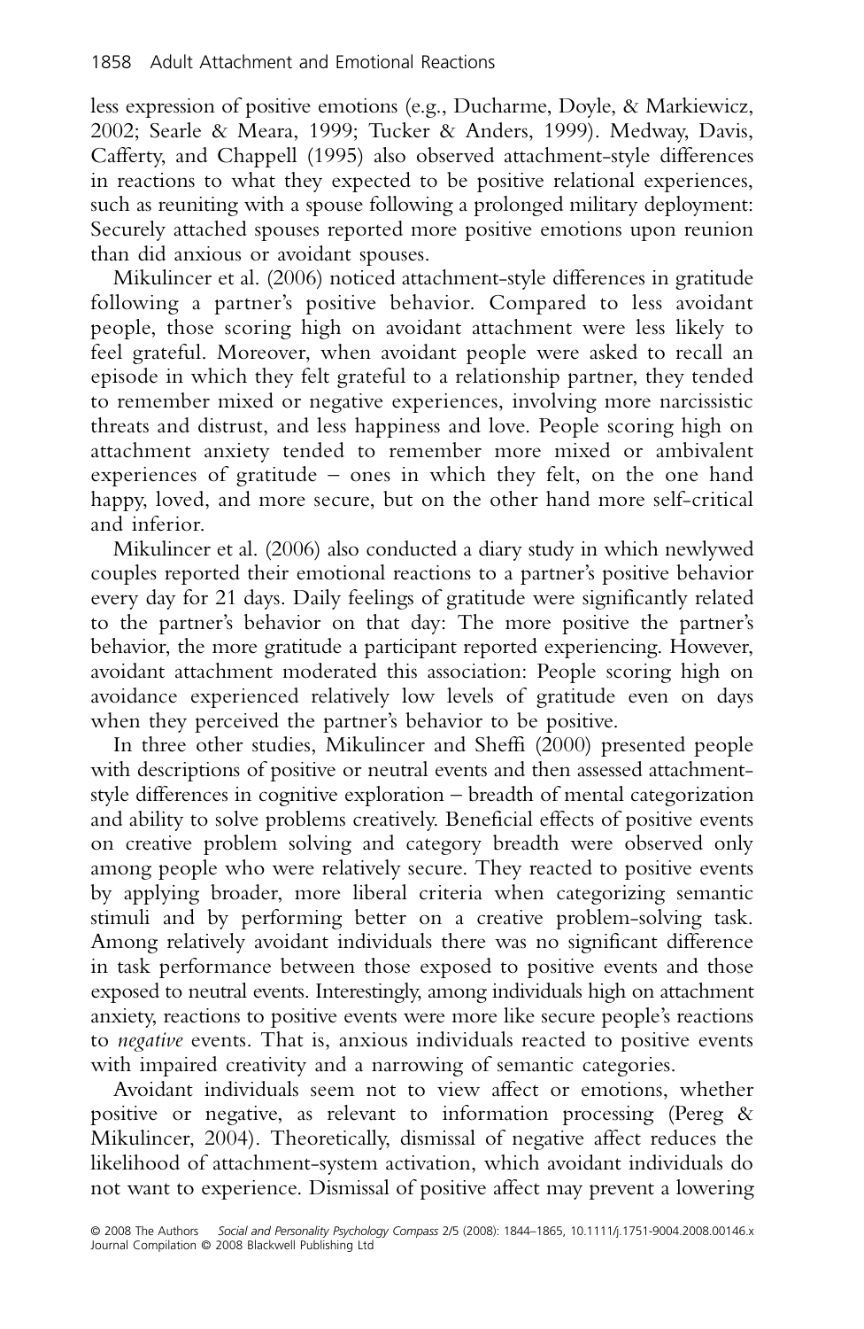less expression of positive emotions (e.g., Ducharme, Doyle, & Markiewicz, 2002; Searle & Meara, 1999; Tucker & Anders, 1999). Medway, Davis, Cafferty, and Chappell (1995) also observed attachment-style differences in reactions to what they expected to be positive relational experiences, such as reuniting with a spouse following a prolonged military deployment: Securely attached spouses reported more positive emotions upon reunion than did anxious or avoidant spouses.

Mikulincer et al. (2006) noticed attachment-style differences in gratitude following a partner's positive behavior. Compared to less avoidant people, those scoring high on avoidant attachment were less likely to feel grateful. Moreover, when avoidant people were asked to recall an episode in which they felt grateful to a relationship partner, they tended to remember mixed or negative experiences, involving more narcissistic threats and distrust, and less happiness and love. People scoring high on attachment anxiety tended to remember more mixed or ambivalent experiences of gratitude – ones in which they felt, on the one hand happy, loved, and more secure, but on the other hand more self-critical and inferior.

Mikulincer et al. (2006) also conducted a diary study in which newlywed couples reported their emotional reactions to a partner's positive behavior every day for 21 days. Daily feelings of gratitude were significantly related to the partner's behavior on that day: The more positive the partner's behavior, the more gratitude a participant reported experiencing. However, avoidant attachment moderated this association: People scoring high on avoidance experienced relatively low levels of gratitude even on days when they perceived the partner's behavior to be positive.

In three other studies, Mikulincer and Sheffi (2000) presented people with descriptions of positive or neutral events and then assessed attachment-style differences in cognitive exploration – breadth of mental categorization and ability to solve problems creatively. Beneficial effects of positive events on creative problem solving and category breadth were observed only among people who were relatively secure. They reacted to positive events by applying broader, more liberal criteria when categorizing semantic stimuli and by performing better on a creative problem-solving task. Among relatively avoidant individuals there was no significant difference in task performance between those exposed to positive events and those exposed to neutral events. Interestingly, among individuals high on attachment anxiety, reactions to positive events were more like secure people's reactions to *negative* events. That is, anxious individuals reacted to positive events with impaired creativity and a narrowing of semantic categories.

Avoidant individuals seem not to view affect or emotions, whether positive or negative, as relevant to information processing (Pereg & Mikulincer, 2004). Theoretically, dismissal of negative affect reduces the likelihood of attachment-system activation, which avoidant individuals do not want to experience. Dismissal of positive affect may prevent a lowering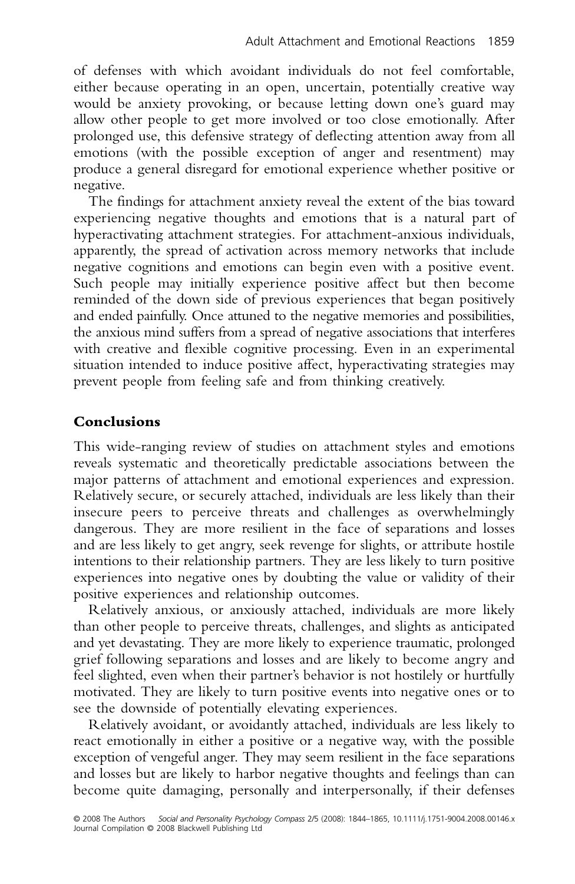of defenses with which avoidant individuals do not feel comfortable, either because operating in an open, uncertain, potentially creative way would be anxiety provoking, or because letting down one's guard may allow other people to get more involved or too close emotionally. After prolonged use, this defensive strategy of deflecting attention away from all emotions (with the possible exception of anger and resentment) may produce a general disregard for emotional experience whether positive or negative.

The findings for attachment anxiety reveal the extent of the bias toward experiencing negative thoughts and emotions that is a natural part of hyperactivating attachment strategies. For attachment-anxious individuals, apparently, the spread of activation across memory networks that include negative cognitions and emotions can begin even with a positive event. Such people may initially experience positive affect but then become reminded of the down side of previous experiences that began positively and ended painfully. Once attuned to the negative memories and possibilities, the anxious mind suffers from a spread of negative associations that interferes with creative and flexible cognitive processing. Even in an experimental situation intended to induce positive affect, hyperactivating strategies may prevent people from feeling safe and from thinking creatively.

## Conclusions

This wide-ranging review of studies on attachment styles and emotions reveals systematic and theoretically predictable associations between the major patterns of attachment and emotional experiences and expression. Relatively secure, or securely attached, individuals are less likely than their insecure peers to perceive threats and challenges as overwhelmingly dangerous. They are more resilient in the face of separations and losses and are less likely to get angry, seek revenge for slights, or attribute hostile intentions to their relationship partners. They are less likely to turn positive experiences into negative ones by doubting the value or validity of their positive experiences and relationship outcomes.

Relatively anxious, or anxiously attached, individuals are more likely than other people to perceive threats, challenges, and slights as anticipated and yet devastating. They are more likely to experience traumatic, prolonged grief following separations and losses and are likely to become angry and feel slighted, even when their partner's behavior is not hostilely or hurtfully motivated. They are likely to turn positive events into negative ones or to see the downside of potentially elevating experiences.

Relatively avoidant, or avoidantly attached, individuals are less likely to react emotionally in either a positive or a negative way, with the possible exception of vengeful anger. They may seem resilient in the face separations and losses but are likely to harbor negative thoughts and feelings than can become quite damaging, personally and interpersonally, if their defenses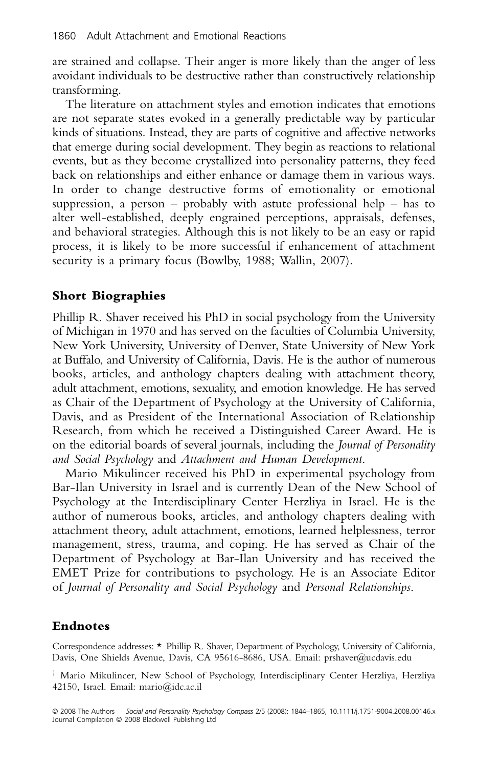are strained and collapse. Their anger is more likely than the anger of less avoidant individuals to be destructive rather than constructively relationship transforming.

The literature on attachment styles and emotion indicates that emotions are not separate states evoked in a generally predictable way by particular kinds of situations. Instead, they are parts of cognitive and affective networks that emerge during social development. They begin as reactions to relational events, but as they become crystallized into personality patterns, they feed back on relationships and either enhance or damage them in various ways. In order to change destructive forms of emotionality or emotional suppression, a person – probably with astute professional help – has to alter well-established, deeply engrained perceptions, appraisals, defenses, and behavioral strategies. Although this is not likely to be an easy or rapid process, it is likely to be more successful if enhancement of attachment security is a primary focus (Bowlby, 1988; Wallin, 2007).

## Short Biographies

Phillip R. Shaver received his PhD in social psychology from the University of Michigan in 1970 and has served on the faculties of Columbia University, New York University, University of Denver, State University of New York at Buffalo, and University of California, Davis. He is the author of numerous books, articles, and anthology chapters dealing with attachment theory, adult attachment, emotions, sexuality, and emotion knowledge. He has served as Chair of the Department of Psychology at the University of California, Davis, and as President of the International Association of Relationship Research, from which he received a Distinguished Career Award. He is on the editorial boards of several journals, including the *Journal of Personality and Social Psychology* and *Attachment and Human Development*.

Mario Mikulincer received his PhD in experimental psychology from Bar-Ilan University in Israel and is currently Dean of the New School of Psychology at the Interdisciplinary Center Herzliya in Israel. He is the author of numerous books, articles, and anthology chapters dealing with attachment theory, adult attachment, emotions, learned helplessness, terror management, stress, trauma, and coping. He has served as Chair of the Department of Psychology at Bar-Ilan University and has received the EMET Prize for contributions to psychology. He is an Associate Editor of *Journal of Personality and Social Psychology* and *Personal Relationships*.

## Endnotes

Correspondence addresses: * Phillip R. Shaver, Department of Psychology, University of California, Davis, One Shields Avenue, Davis, CA 95616-8686, USA. Email: prshaver@ucdavis.edu

† Mario Mikulincer, New School of Psychology, Interdisciplinary Center Herzliya, Herzliya 42150, Israel. Email: mario@idc.ac.il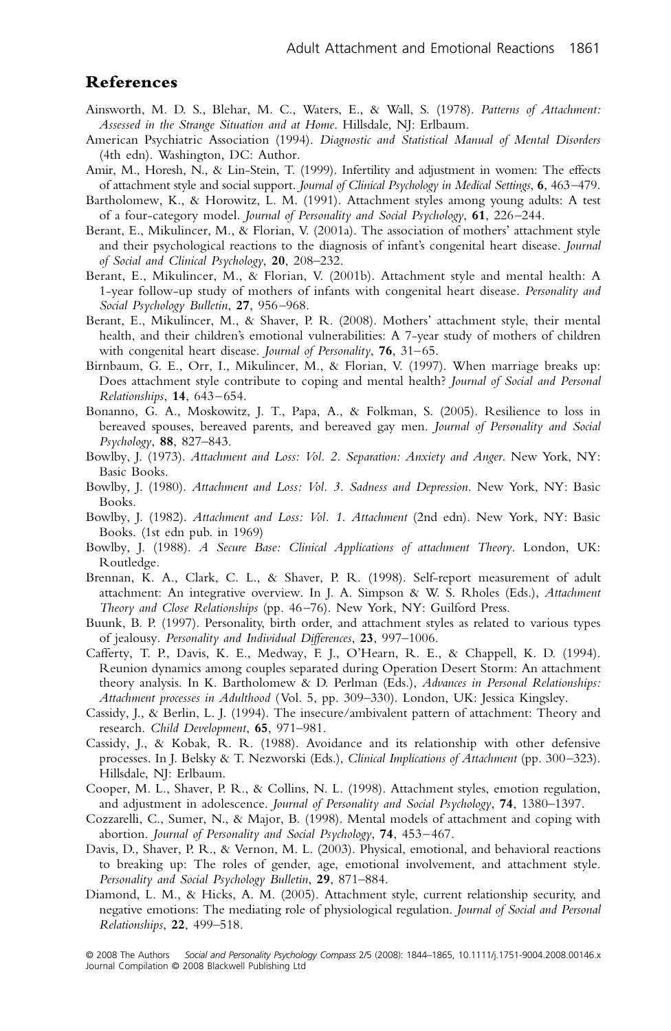## References

Ainsworth, M. D. S., Blehar, M. C., Waters, E., & Wall, S. (1978). *Patterns of Attachment: Assessed in the Strange Situation and at Home*. Hillsdale, NJ: Erlbaum.

American Psychiatric Association (1994). *Diagnostic and Statistical Manual of Mental Disorders* (4th edn). Washington, DC: Author.

Amir, M., Horesh, N., & Lin-Stein, T. (1999). Infertility and adjustment in women: The effects of attachment style and social support. *Journal of Clinical Psychology in Medical Settings*, **6**, 463–479.

Bartholomew, K., & Horowitz, L. M. (1991). Attachment styles among young adults: A test of a four-category model. *Journal of Personality and Social Psychology*, **61**, 226–244.

Berant, E., Mikulincer, M., & Florian, V. (2001a). The association of mothers' attachment style and their psychological reactions to the diagnosis of infant's congenital heart disease. *Journal of Social and Clinical Psychology*, **20**, 208–232.

Berant, E., Mikulincer, M., & Florian, V. (2001b). Attachment style and mental health: A 1-year follow-up study of mothers of infants with congenital heart disease. *Personality and Social Psychology Bulletin*, **27**, 956–968.

Berant, E., Mikulincer, M., & Shaver, P. R. (2008). Mothers' attachment style, their mental health, and their children's emotional vulnerabilities: A 7-year study of mothers of children with congenital heart disease. *Journal of Personality*, **76**, 31–65.

Birnbaum, G. E., Orr, I., Mikulincer, M., & Florian, V. (1997). When marriage breaks up: Does attachment style contribute to coping and mental health? *Journal of Social and Personal Relationships*, **14**, 643–654.

Bonanno, G. A., Moskowitz, J. T., Papa, A., & Folkman, S. (2005). Resilience to loss in bereaved spouses, bereaved parents, and bereaved gay men. *Journal of Personality and Social Psychology*, **88**, 827–843.

Bowlby, J. (1973). *Attachment and Loss: Vol. 2. Separation: Anxiety and Anger*. New York, NY: Basic Books.

Bowlby, J. (1980). *Attachment and Loss: Vol. 3. Sadness and Depression*. New York, NY: Basic Books.

Bowlby, J. (1982). *Attachment and Loss: Vol. 1. Attachment* (2nd edn). New York, NY: Basic Books. (1st edn pub. in 1969)

Bowlby, J. (1988). *A Secure Base: Clinical Applications of attachment Theory*. London, UK: Routledge.

Brennan, K. A., Clark, C. L., & Shaver, P. R. (1998). Self-report measurement of adult attachment: An integrative overview. In J. A. Simpson & W. S. Rholes (Eds.), *Attachment Theory and Close Relationships* (pp. 46–76). New York, NY: Guilford Press.

Buunk, B. P. (1997). Personality, birth order, and attachment styles as related to various types of jealousy. *Personality and Individual Differences*, **23**, 997–1006.

Cafferty, T. P., Davis, K. E., Medway, F. J., O'Hearn, R. E., & Chappell, K. D. (1994). Reunion dynamics among couples separated during Operation Desert Storm: An attachment theory analysis. In K. Bartholomew & D. Perlman (Eds.), *Advances in Personal Relationships: Attachment processes in Adulthood* (Vol. 5, pp. 309–330). London, UK: Jessica Kingsley.

Cassidy, J., & Berlin, L. J. (1994). The insecure/ambivalent pattern of attachment: Theory and research. *Child Development*, **65**, 971–981.

Cassidy, J., & Kobak, R. R. (1988). Avoidance and its relationship with other defensive processes. In J. Belsky & T. Nezworski (Eds.), *Clinical Implications of Attachment* (pp. 300–323). Hillsdale, NJ: Erlbaum.

Cooper, M. L., Shaver, P. R., & Collins, N. L. (1998). Attachment styles, emotion regulation, and adjustment in adolescence. *Journal of Personality and Social Psychology*, **74**, 1380–1397.

Cozzarelli, C., Sumer, N., & Major, B. (1998). Mental models of attachment and coping with abortion. *Journal of Personality and Social Psychology*, **74**, 453–467.

Davis, D., Shaver, P. R., & Vernon, M. L. (2003). Physical, emotional, and behavioral reactions to breaking up: The roles of gender, age, emotional involvement, and attachment style. *Personality and Social Psychology Bulletin*, **29**, 871–884.

Diamond, L. M., & Hicks, A. M. (2005). Attachment style, current relationship security, and negative emotions: The mediating role of physiological regulation. *Journal of Social and Personal Relationships*, **22**, 499–518.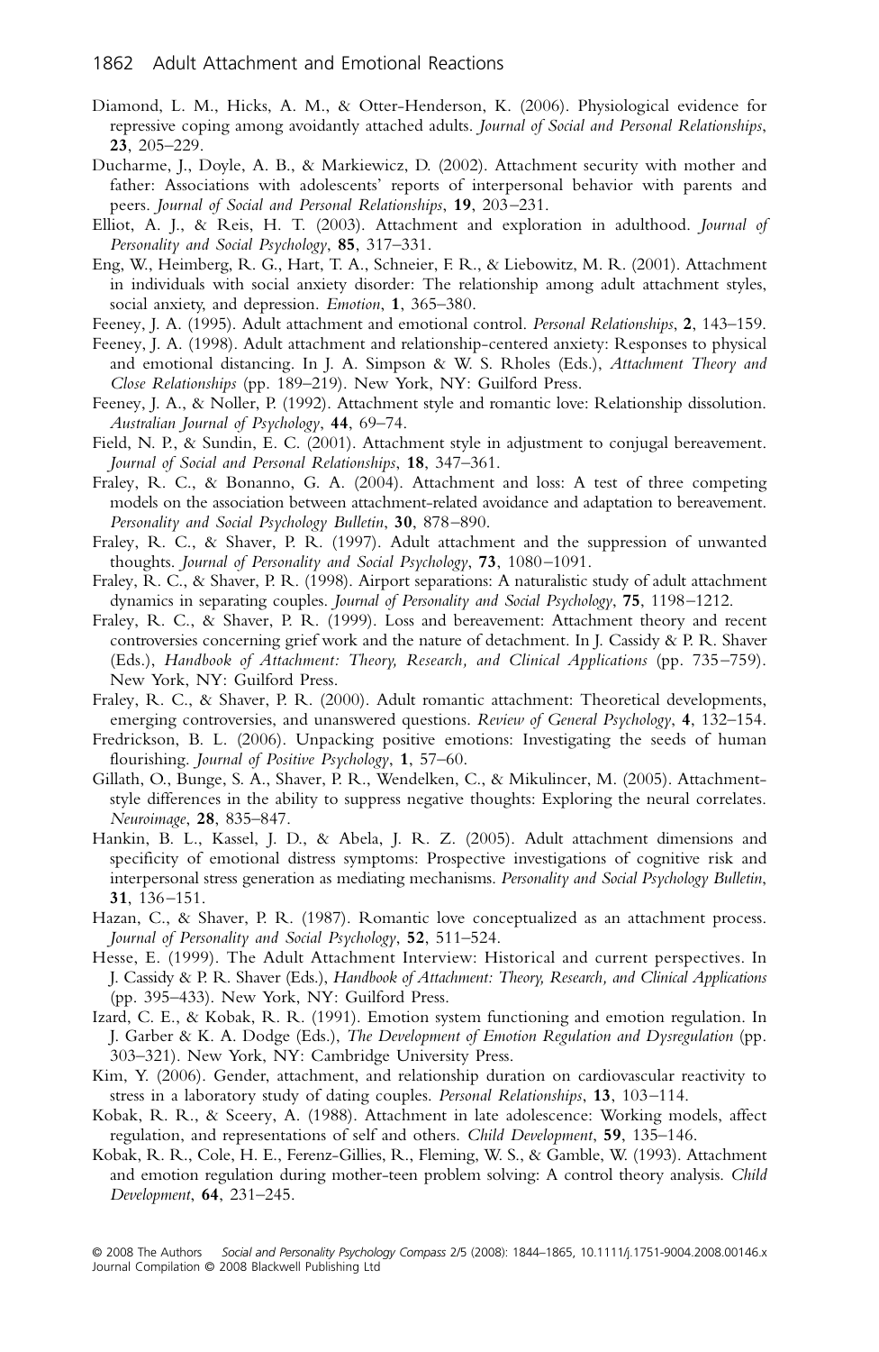Diamond, L. M., Hicks, A. M., & Otter-Henderson, K. (2006). Physiological evidence for repressive coping among avoidantly attached adults. *Journal of Social and Personal Relationships*, **23**, 205–229.

Ducharme, J., Doyle, A. B., & Markiewicz, D. (2002). Attachment security with mother and father: Associations with adolescents' reports of interpersonal behavior with parents and peers. *Journal of Social and Personal Relationships*, **19**, 203–231.

Elliot, A. J., & Reis, H. T. (2003). Attachment and exploration in adulthood. *Journal of Personality and Social Psychology*, **85**, 317–331.

Eng, W., Heimberg, R. G., Hart, T. A., Schneier, F. R., & Liebowitz, M. R. (2001). Attachment in individuals with social anxiety disorder: The relationship among adult attachment styles, social anxiety, and depression. *Emotion*, **1**, 365–380.

Feeney, J. A. (1995). Adult attachment and emotional control. *Personal Relationships*, **2**, 143–159.

Feeney, J. A. (1998). Adult attachment and relationship-centered anxiety: Responses to physical and emotional distancing. In J. A. Simpson & W. S. Rholes (Eds.), *Attachment Theory and Close Relationships* (pp. 189–219). New York, NY: Guilford Press.

Feeney, J. A., & Noller, P. (1992). Attachment style and romantic love: Relationship dissolution. *Australian Journal of Psychology*, **44**, 69–74.

Field, N. P., & Sundin, E. C. (2001). Attachment style in adjustment to conjugal bereavement. *Journal of Social and Personal Relationships*, **18**, 347–361.

Fraley, R. C., & Bonanno, G. A. (2004). Attachment and loss: A test of three competing models on the association between attachment-related avoidance and adaptation to bereavement. *Personality and Social Psychology Bulletin*, **30**, 878–890.

Fraley, R. C., & Shaver, P. R. (1997). Adult attachment and the suppression of unwanted thoughts. *Journal of Personality and Social Psychology*, **73**, 1080–1091.

Fraley, R. C., & Shaver, P. R. (1998). Airport separations: A naturalistic study of adult attachment dynamics in separating couples. *Journal of Personality and Social Psychology*, **75**, 1198–1212.

Fraley, R. C., & Shaver, P. R. (1999). Loss and bereavement: Attachment theory and recent controversies concerning grief work and the nature of detachment. In J. Cassidy & P. R. Shaver (Eds.), *Handbook of Attachment: Theory, Research, and Clinical Applications* (pp. 735–759). New York, NY: Guilford Press.

Fraley, R. C., & Shaver, P. R. (2000). Adult romantic attachment: Theoretical developments, emerging controversies, and unanswered questions. *Review of General Psychology*, **4**, 132–154.

Fredrickson, B. L. (2006). Unpacking positive emotions: Investigating the seeds of human flourishing. *Journal of Positive Psychology*, **1**, 57–60.

Gillath, O., Bunge, S. A., Shaver, P. R., Wendelken, C., & Mikulincer, M. (2005). Attachment-style differences in the ability to suppress negative thoughts: Exploring the neural correlates. *Neuroimage*, **28**, 835–847.

Hankin, B. L., Kassel, J. D., & Abela, J. R. Z. (2005). Adult attachment dimensions and specificity of emotional distress symptoms: Prospective investigations of cognitive risk and interpersonal stress generation as mediating mechanisms. *Personality and Social Psychology Bulletin*, **31**, 136–151.

Hazan, C., & Shaver, P. R. (1987). Romantic love conceptualized as an attachment process. *Journal of Personality and Social Psychology*, **52**, 511–524.

Hesse, E. (1999). The Adult Attachment Interview: Historical and current perspectives. In J. Cassidy & P. R. Shaver (Eds.), *Handbook of Attachment: Theory, Research, and Clinical Applications* (pp. 395–433). New York, NY: Guilford Press.

Izard, C. E., & Kobak, R. R. (1991). Emotion system functioning and emotion regulation. In J. Garber & K. A. Dodge (Eds.), *The Development of Emotion Regulation and Dysregulation* (pp. 303–321). New York, NY: Cambridge University Press.

Kim, Y. (2006). Gender, attachment, and relationship duration on cardiovascular reactivity to stress in a laboratory study of dating couples. *Personal Relationships*, **13**, 103–114.

Kobak, R. R., & Sceery, A. (1988). Attachment in late adolescence: Working models, affect regulation, and representations of self and others. *Child Development*, **59**, 135–146.

Kobak, R. R., Cole, H. E., Ferenz-Gillies, R., Fleming, W. S., & Gamble, W. (1993). Attachment and emotion regulation during mother-teen problem solving: A control theory analysis. *Child Development*, **64**, 231–245.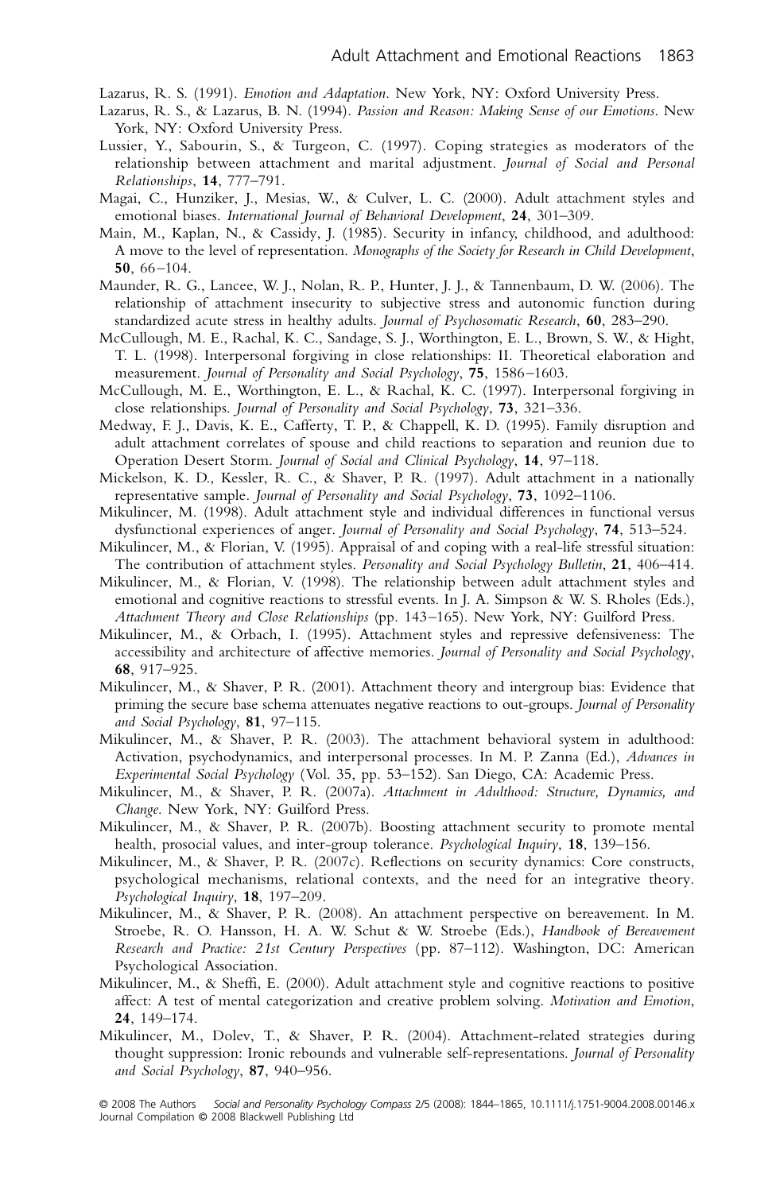Lazarus, R. S. (1991). *Emotion and Adaptation*. New York, NY: Oxford University Press.

Lazarus, R. S., & Lazarus, B. N. (1994). *Passion and Reason: Making Sense of our Emotions*. New York, NY: Oxford University Press.

Lussier, Y., Sabourin, S., & Turgeon, C. (1997). Coping strategies as moderators of the relationship between attachment and marital adjustment. *Journal of Social and Personal Relationships*, **14**, 777–791.

Magai, C., Hunziker, J., Mesias, W., & Culver, L. C. (2000). Adult attachment styles and emotional biases. *International Journal of Behavioral Development*, **24**, 301–309.

Main, M., Kaplan, N., & Cassidy, J. (1985). Security in infancy, childhood, and adulthood: A move to the level of representation. *Monographs of the Society for Research in Child Development*, **50**, 66–104.

Maunder, R. G., Lancee, W. J., Nolan, R. P., Hunter, J. J., & Tannenbaum, D. W. (2006). The relationship of attachment insecurity to subjective stress and autonomic function during standardized acute stress in healthy adults. *Journal of Psychosomatic Research*, **60**, 283–290.

McCullough, M. E., Rachal, K. C., Sandage, S. J., Worthington, E. L., Brown, S. W., & Hight, T. L. (1998). Interpersonal forgiving in close relationships: II. Theoretical elaboration and measurement. *Journal of Personality and Social Psychology*, **75**, 1586–1603.

McCullough, M. E., Worthington, E. L., & Rachal, K. C. (1997). Interpersonal forgiving in close relationships. *Journal of Personality and Social Psychology*, **73**, 321–336.

Medway, F. J., Davis, K. E., Cafferty, T. P., & Chappell, K. D. (1995). Family disruption and adult attachment correlates of spouse and child reactions to separation and reunion due to Operation Desert Storm. *Journal of Social and Clinical Psychology*, **14**, 97–118.

Mickelson, K. D., Kessler, R. C., & Shaver, P. R. (1997). Adult attachment in a nationally representative sample. *Journal of Personality and Social Psychology*, **73**, 1092–1106.

Mikulincer, M. (1998). Adult attachment style and individual differences in functional versus dysfunctional experiences of anger. *Journal of Personality and Social Psychology*, **74**, 513–524.

Mikulincer, M., & Florian, V. (1995). Appraisal of and coping with a real-life stressful situation: The contribution of attachment styles. *Personality and Social Psychology Bulletin*, **21**, 406–414.

Mikulincer, M., & Florian, V. (1998). The relationship between adult attachment styles and emotional and cognitive reactions to stressful events. In J. A. Simpson & W. S. Rholes (Eds.), *Attachment Theory and Close Relationships* (pp. 143–165). New York, NY: Guilford Press.

Mikulincer, M., & Orbach, I. (1995). Attachment styles and repressive defensiveness: The accessibility and architecture of affective memories. *Journal of Personality and Social Psychology*, **68**, 917–925.

Mikulincer, M., & Shaver, P. R. (2001). Attachment theory and intergroup bias: Evidence that priming the secure base schema attenuates negative reactions to out-groups. *Journal of Personality and Social Psychology*, **81**, 97–115.

Mikulincer, M., & Shaver, P. R. (2003). The attachment behavioral system in adulthood: Activation, psychodynamics, and interpersonal processes. In M. P. Zanna (Ed.), *Advances in Experimental Social Psychology* (Vol. 35, pp. 53–152). San Diego, CA: Academic Press.

Mikulincer, M., & Shaver, P. R. (2007a). *Attachment in Adulthood: Structure, Dynamics, and Change*. New York, NY: Guilford Press.

Mikulincer, M., & Shaver, P. R. (2007b). Boosting attachment security to promote mental health, prosocial values, and inter-group tolerance. *Psychological Inquiry*, **18**, 139–156.

Mikulincer, M., & Shaver, P. R. (2007c). Reflections on security dynamics: Core constructs, psychological mechanisms, relational contexts, and the need for an integrative theory. *Psychological Inquiry*, **18**, 197–209.

Mikulincer, M., & Shaver, P. R. (2008). An attachment perspective on bereavement. In M. Stroebe, R. O. Hansson, H. A. W. Schut & W. Stroebe (Eds.), *Handbook of Bereavement Research and Practice: 21st Century Perspectives* (pp. 87–112). Washington, DC: American Psychological Association.

Mikulincer, M., & Sheffi, E. (2000). Adult attachment style and cognitive reactions to positive affect: A test of mental categorization and creative problem solving. *Motivation and Emotion*, **24**, 149–174.

Mikulincer, M., Dolev, T., & Shaver, P. R. (2004). Attachment-related strategies during thought suppression: Ironic rebounds and vulnerable self-representations. *Journal of Personality and Social Psychology*, **87**, 940–956.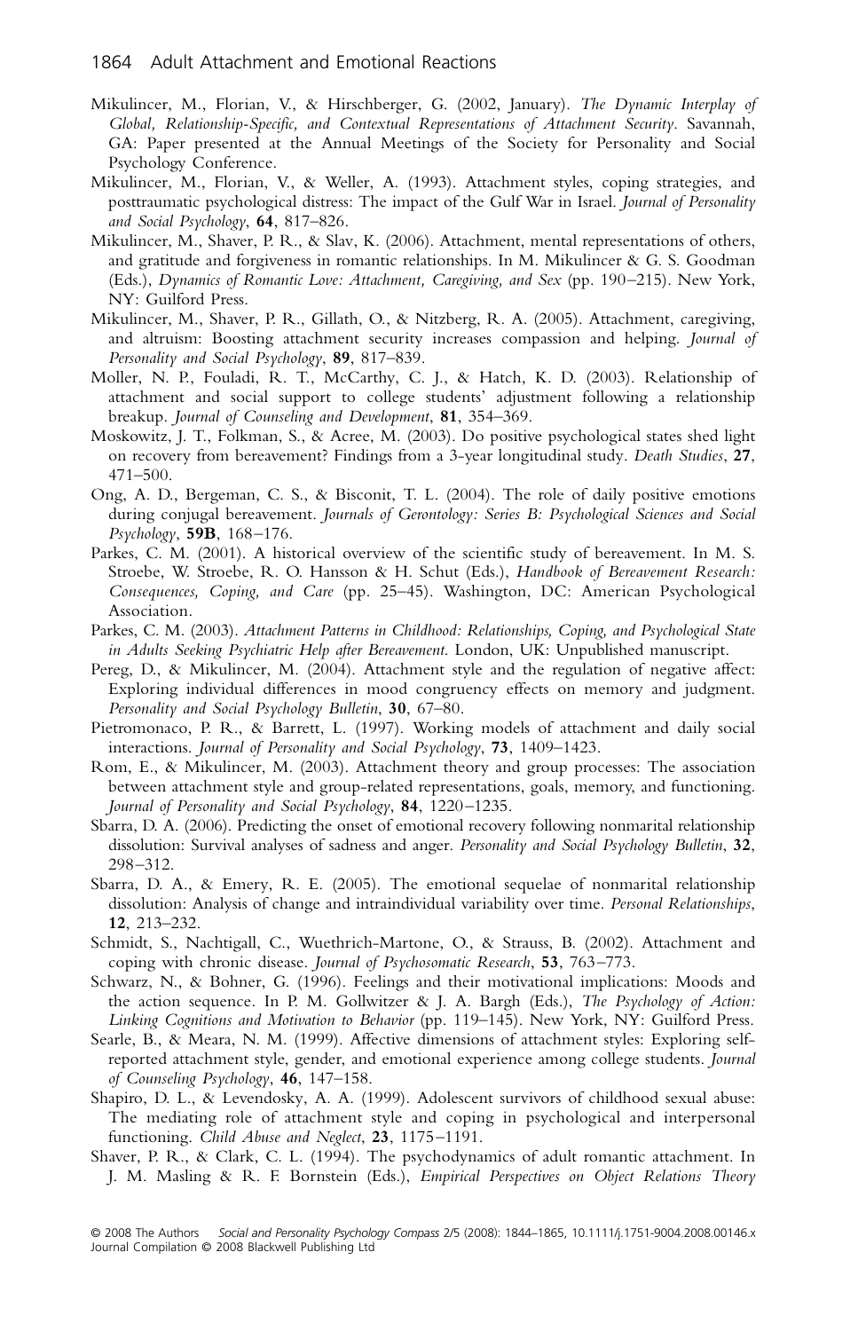Mikulincer, M., Florian, V., & Hirschberger, G. (2002, January). *The Dynamic Interplay of Global, Relationship-Specific, and Contextual Representations of Attachment Security*. Savannah, GA: Paper presented at the Annual Meetings of the Society for Personality and Social Psychology Conference.

Mikulincer, M., Florian, V., & Weller, A. (1993). Attachment styles, coping strategies, and posttraumatic psychological distress: The impact of the Gulf War in Israel. *Journal of Personality and Social Psychology*, **64**, 817–826.

Mikulincer, M., Shaver, P. R., & Slav, K. (2006). Attachment, mental representations of others, and gratitude and forgiveness in romantic relationships. In M. Mikulincer & G. S. Goodman (Eds.), *Dynamics of Romantic Love: Attachment, Caregiving, and Sex* (pp. 190–215). New York, NY: Guilford Press.

Mikulincer, M., Shaver, P. R., Gillath, O., & Nitzberg, R. A. (2005). Attachment, caregiving, and altruism: Boosting attachment security increases compassion and helping. *Journal of Personality and Social Psychology*, **89**, 817–839.

Moller, N. P., Fouladi, R. T., McCarthy, C. J., & Hatch, K. D. (2003). Relationship of attachment and social support to college students' adjustment following a relationship breakup. *Journal of Counseling and Development*, **81**, 354–369.

Moskowitz, J. T., Folkman, S., & Acree, M. (2003). Do positive psychological states shed light on recovery from bereavement? Findings from a 3-year longitudinal study. *Death Studies*, **27**, 471–500.

Ong, A. D., Bergeman, C. S., & Bisconit, T. L. (2004). The role of daily positive emotions during conjugal bereavement. *Journals of Gerontology: Series B: Psychological Sciences and Social Psychology*, **59B**, 168–176.

Parkes, C. M. (2001). A historical overview of the scientific study of bereavement. In M. S. Stroebe, W. Stroebe, R. O. Hansson & H. Schut (Eds.), *Handbook of Bereavement Research: Consequences, Coping, and Care* (pp. 25–45). Washington, DC: American Psychological Association.

Parkes, C. M. (2003). *Attachment Patterns in Childhood: Relationships, Coping, and Psychological State in Adults Seeking Psychiatric Help after Bereavement*. London, UK: Unpublished manuscript.

Pereg, D., & Mikulincer, M. (2004). Attachment style and the regulation of negative affect: Exploring individual differences in mood congruency effects on memory and judgment. *Personality and Social Psychology Bulletin*, **30**, 67–80.

Pietromonaco, P. R., & Barrett, L. (1997). Working models of attachment and daily social interactions. *Journal of Personality and Social Psychology*, **73**, 1409–1423.

Rom, E., & Mikulincer, M. (2003). Attachment theory and group processes: The association between attachment style and group-related representations, goals, memory, and functioning. *Journal of Personality and Social Psychology*, **84**, 1220–1235.

Sbarra, D. A. (2006). Predicting the onset of emotional recovery following nonmarital relationship dissolution: Survival analyses of sadness and anger. *Personality and Social Psychology Bulletin*, **32**, 298–312.

Sbarra, D. A., & Emery, R. E. (2005). The emotional sequelae of nonmarital relationship dissolution: Analysis of change and intraindividual variability over time. *Personal Relationships*, **12**, 213–232.

Schmidt, S., Nachtigall, C., Wuethrich-Martone, O., & Strauss, B. (2002). Attachment and coping with chronic disease. *Journal of Psychosomatic Research*, **53**, 763–773.

Schwarz, N., & Bohner, G. (1996). Feelings and their motivational implications: Moods and the action sequence. In P. M. Gollwitzer & J. A. Bargh (Eds.), *The Psychology of Action: Linking Cognitions and Motivation to Behavior* (pp. 119–145). New York, NY: Guilford Press.

Searle, B., & Meara, N. M. (1999). Affective dimensions of attachment styles: Exploring self-reported attachment style, gender, and emotional experience among college students. *Journal of Counseling Psychology*, **46**, 147–158.

Shapiro, D. L., & Levendosky, A. A. (1999). Adolescent survivors of childhood sexual abuse: The mediating role of attachment style and coping in psychological and interpersonal functioning. *Child Abuse and Neglect*, **23**, 1175–1191.

Shaver, P. R., & Clark, C. L. (1994). The psychodynamics of adult romantic attachment. In J. M. Masling & R. F. Bornstein (Eds.), *Empirical Perspectives on Object Relations Theory*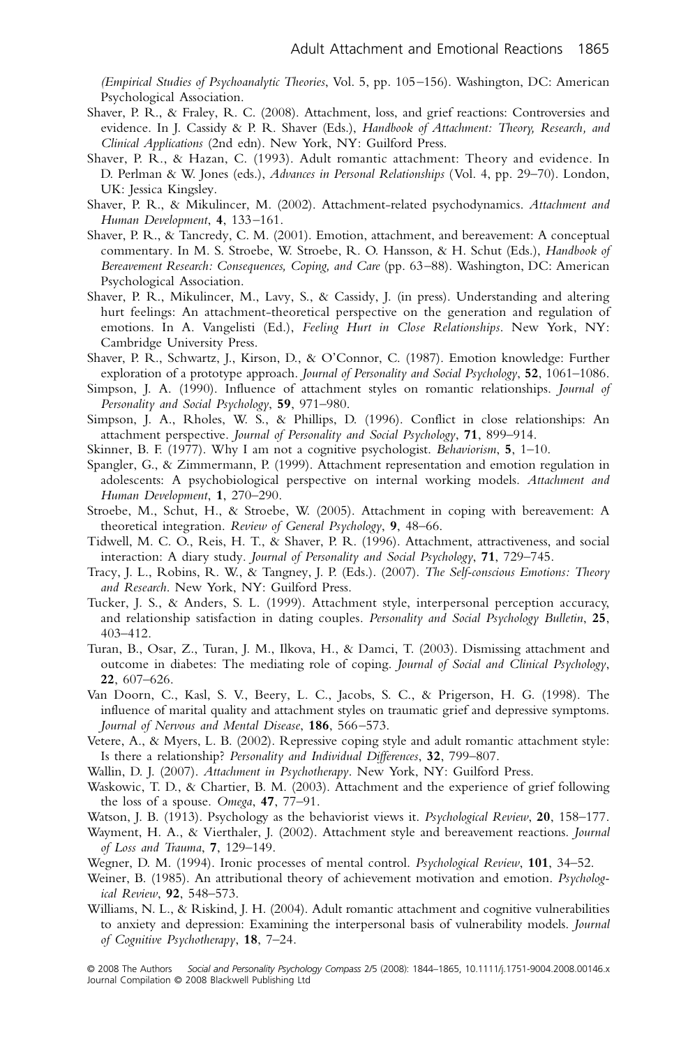*(Empirical Studies of Psychoanalytic Theories*, Vol. 5, pp. 105–156). Washington, DC: American Psychological Association.

Shaver, P. R., & Fraley, R. C. (2008). Attachment, loss, and grief reactions: Controversies and evidence. In J. Cassidy & P. R. Shaver (Eds.), *Handbook of Attachment: Theory, Research, and Clinical Applications* (2nd edn). New York, NY: Guilford Press.

Shaver, P. R., & Hazan, C. (1993). Adult romantic attachment: Theory and evidence. In D. Perlman & W. Jones (eds.), *Advances in Personal Relationships* (Vol. 4, pp. 29–70). London, UK: Jessica Kingsley.

Shaver, P. R., & Mikulincer, M. (2002). Attachment-related psychodynamics. *Attachment and Human Development*, **4**, 133–161.

Shaver, P. R., & Tancredy, C. M. (2001). Emotion, attachment, and bereavement: A conceptual commentary. In M. S. Stroebe, W. Stroebe, R. O. Hansson, & H. Schut (Eds.), *Handbook of Bereavement Research: Consequences, Coping, and Care* (pp. 63–88). Washington, DC: American Psychological Association.

Shaver, P. R., Mikulincer, M., Lavy, S., & Cassidy, J. (in press). Understanding and altering hurt feelings: An attachment-theoretical perspective on the generation and regulation of emotions. In A. Vangelisti (Ed.), *Feeling Hurt in Close Relationships*. New York, NY: Cambridge University Press.

Shaver, P. R., Schwartz, J., Kirson, D., & O'Connor, C. (1987). Emotion knowledge: Further exploration of a prototype approach. *Journal of Personality and Social Psychology*, **52**, 1061–1086.

Simpson, J. A. (1990). Influence of attachment styles on romantic relationships. *Journal of Personality and Social Psychology*, **59**, 971–980.

Simpson, J. A., Rholes, W. S., & Phillips, D. (1996). Conflict in close relationships: An attachment perspective. *Journal of Personality and Social Psychology*, **71**, 899–914.

Skinner, B. F. (1977). Why I am not a cognitive psychologist. *Behaviorism*, **5**, 1–10.

Spangler, G., & Zimmermann, P. (1999). Attachment representation and emotion regulation in adolescents: A psychobiological perspective on internal working models. *Attachment and Human Development*, **1**, 270–290.

Stroebe, M., Schut, H., & Stroebe, W. (2005). Attachment in coping with bereavement: A theoretical integration. *Review of General Psychology*, **9**, 48–66.

Tidwell, M. C. O., Reis, H. T., & Shaver, P. R. (1996). Attachment, attractiveness, and social interaction: A diary study. *Journal of Personality and Social Psychology*, **71**, 729–745.

Tracy, J. L., Robins, R. W., & Tangney, J. P. (Eds.). (2007). *The Self-conscious Emotions: Theory and Research*. New York, NY: Guilford Press.

Tucker, J. S., & Anders, S. L. (1999). Attachment style, interpersonal perception accuracy, and relationship satisfaction in dating couples. *Personality and Social Psychology Bulletin*, **25**, 403–412.

Turan, B., Osar, Z., Turan, J. M., Ilkova, H., & Damci, T. (2003). Dismissing attachment and outcome in diabetes: The mediating role of coping. *Journal of Social and Clinical Psychology*, **22**, 607–626.

Van Doorn, C., Kasl, S. V., Beery, L. C., Jacobs, S. C., & Prigerson, H. G. (1998). The influence of marital quality and attachment styles on traumatic grief and depressive symptoms. *Journal of Nervous and Mental Disease*, **186**, 566–573.

Vetere, A., & Myers, L. B. (2002). Repressive coping style and adult romantic attachment style: Is there a relationship? *Personality and Individual Differences*, **32**, 799–807.

Wallin, D. J. (2007). *Attachment in Psychotherapy*. New York, NY: Guilford Press.

Waskowic, T. D., & Chartier, B. M. (2003). Attachment and the experience of grief following the loss of a spouse. *Omega*, **47**, 77–91.

Watson, J. B. (1913). Psychology as the behaviorist views it. *Psychological Review*, **20**, 158–177.

Wayment, H. A., & Vierthaler, J. (2002). Attachment style and bereavement reactions. *Journal of Loss and Trauma*, **7**, 129–149.

Wegner, D. M. (1994). Ironic processes of mental control. *Psychological Review*, **101**, 34–52.

Weiner, B. (1985). An attributional theory of achievement motivation and emotion. *Psychological Review*, **92**, 548–573.

Williams, N. L., & Riskind, J. H. (2004). Adult romantic attachment and cognitive vulnerabilities to anxiety and depression: Examining the interpersonal basis of vulnerability models. *Journal of Cognitive Psychotherapy*, **18**, 7–24.